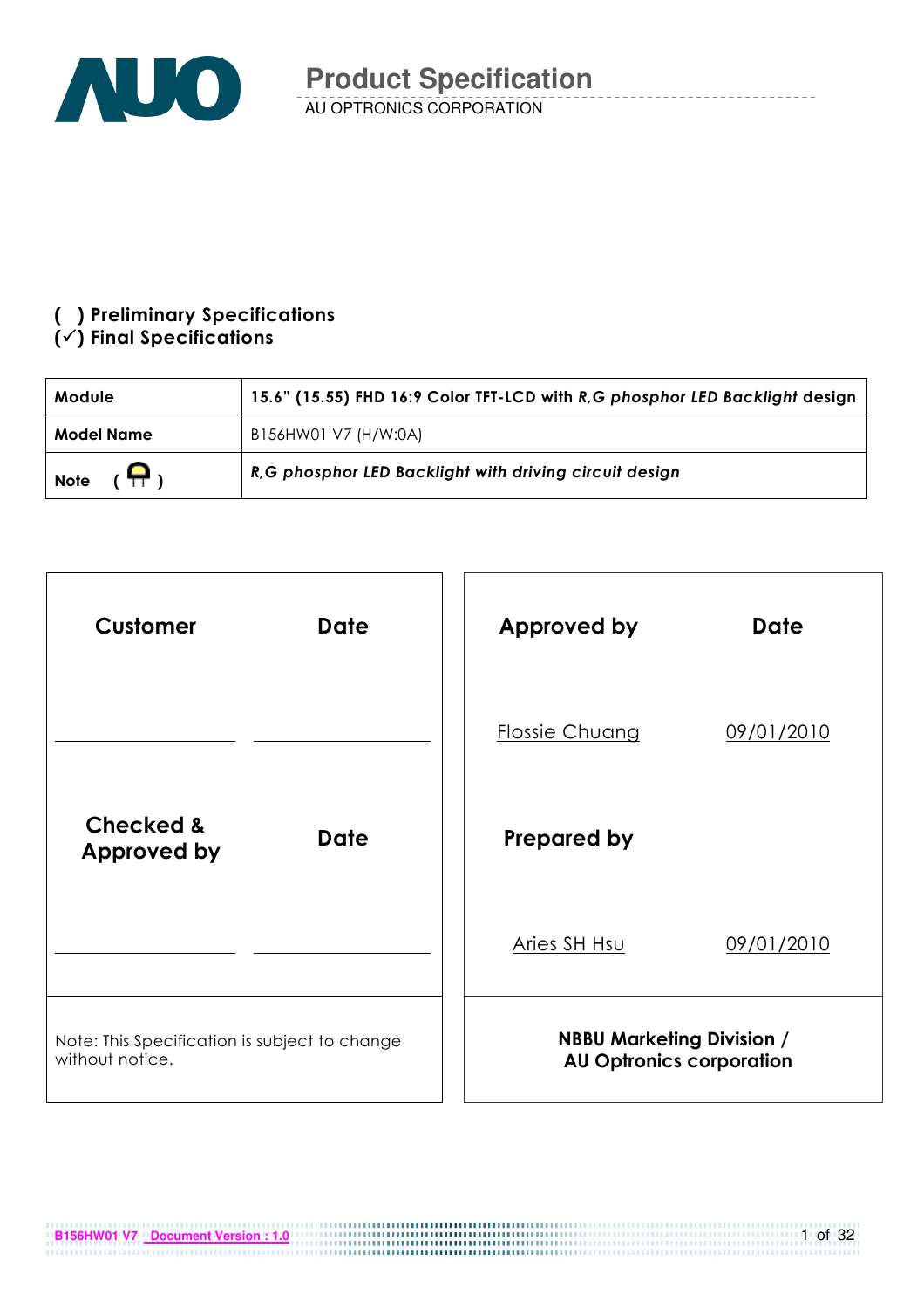# Product Specification

AU OPTRONICS CORPORATION

( ) **Preliminary Specifications**
(✓) **Final Specifications**

| **Module** | **15.6" (15.55) FHD 16:9 Color TFT-LCD with *R,G phosphor LED Backlight* design** |
|---|---|
| **Model Name** | B156HW01 V7 (H/W:0A) |
| **Note** | ***R,G phosphor LED Backlight with driving circuit design*** |

| **Customer** | **Date** | **Approved by** | **Date** |
|---|---|---|---|
| | | Flossie Chuang | 09/01/2010 |
| **Checked & Approved by** | **Date** | **Prepared by** | |
| | | Aries SH Hsu | 09/01/2010 |
| Note: This Specification is subject to change without notice. | | **NBBU Marketing Division / AU Optronics corporation** | |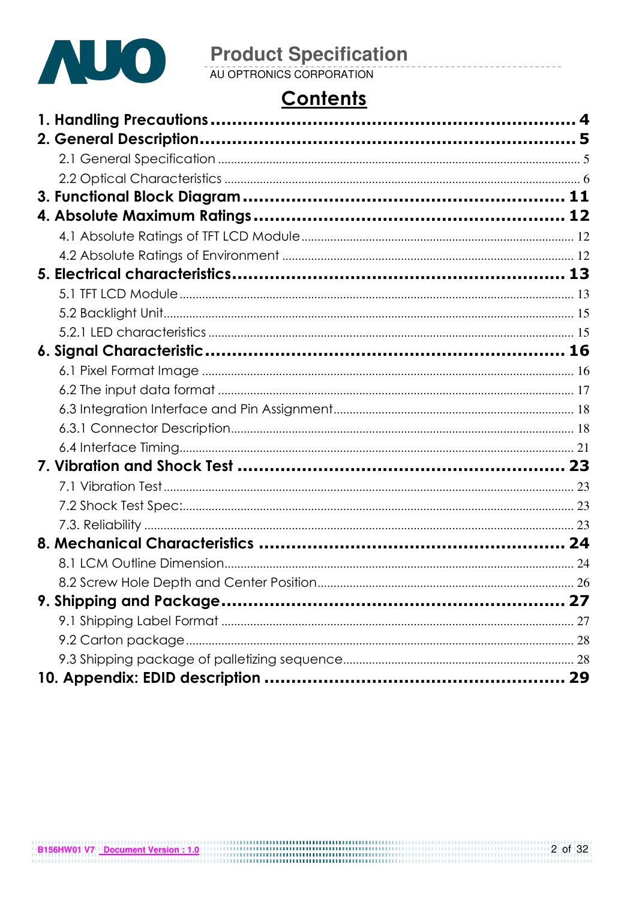# Contents

**1. Handling Precautions .................................................. 4**

**2. General Description .................................................. 5**

2.1 General Specification .................................................. 5

2.2 Optical Characteristics .................................................. 6

**3. Functional Block Diagram .................................................. 11**

**4. Absolute Maximum Ratings .................................................. 12**

4.1 Absolute Ratings of TFT LCD Module .................................................. 12

4.2 Absolute Ratings of Environment .................................................. 12

**5. Electrical characteristics .................................................. 13**

5.1 TFT LCD Module .................................................. 13

5.2 Backlight Unit .................................................. 15

5.2.1 LED characteristics .................................................. 15

**6. Signal Characteristic .................................................. 16**

6.1 Pixel Format Image .................................................. 16

6.2 The input data format .................................................. 17

6.3 Integration Interface and Pin Assignment .................................................. 18

6.3.1 Connector Description .................................................. 18

6.4 Interface Timing .................................................. 21

**7. Vibration and Shock Test .................................................. 23**

7.1 Vibration Test .................................................. 23

7.2 Shock Test Spec: .................................................. 23

7.3. Reliability .................................................. 23

**8. Mechanical Characteristics .................................................. 24**

8.1 LCM Outline Dimension .................................................. 24

8.2 Screw Hole Depth and Center Position .................................................. 26

**9. Shipping and Package .................................................. 27**

9.1 Shipping Label Format .................................................. 27

9.2 Carton package .................................................. 28

9.3 Shipping package of palletizing sequence .................................................. 28

**10. Appendix: EDID description .................................................. 29**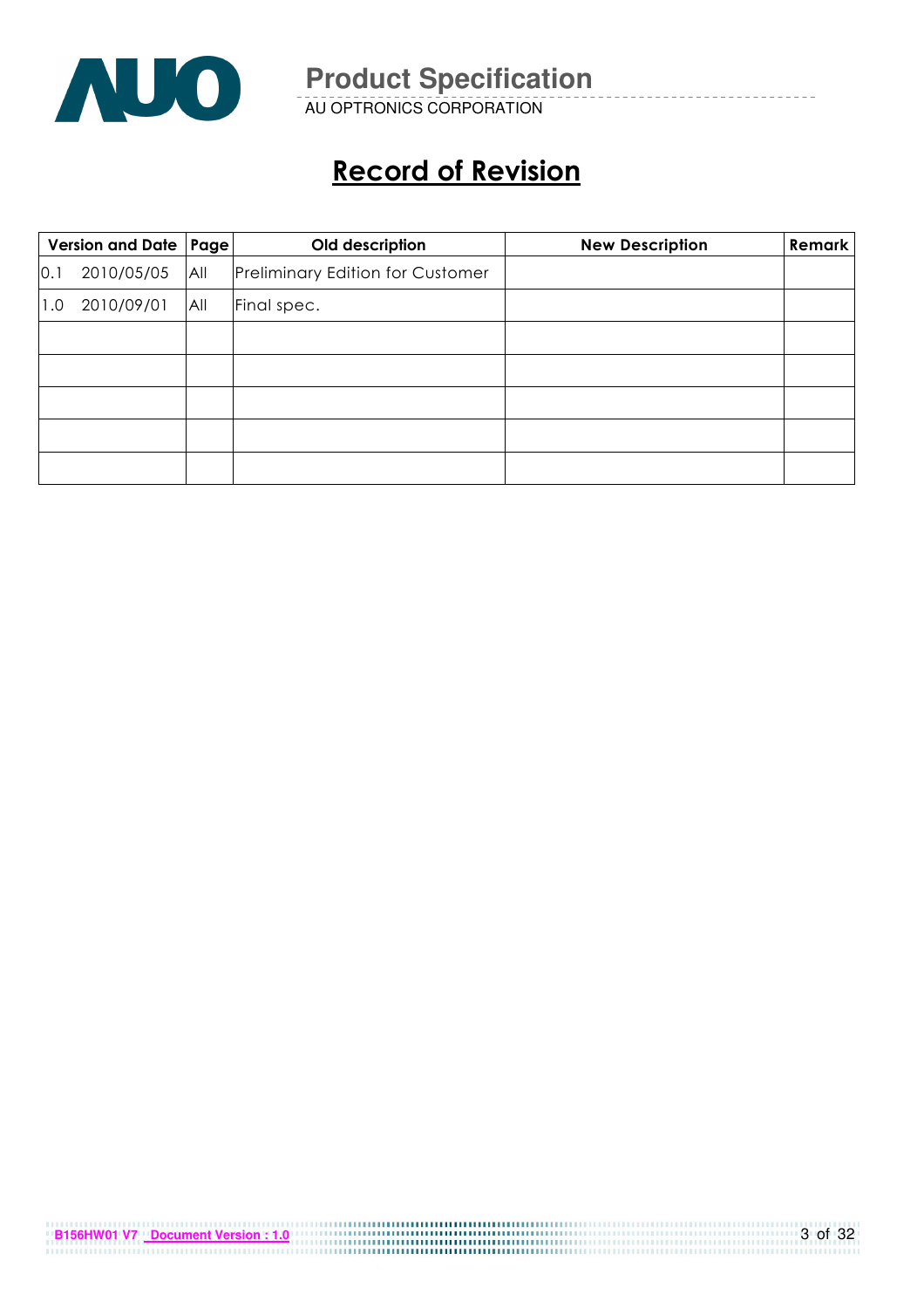# Record of Revision

| Version and Date | | Page | Old description | New Description | Remark |
|---|---|---|---|---|---|
| 0.1 | 2010/05/05 | All | Preliminary Edition for Customer | | |
| 1.0 | 2010/09/01 | All | Final spec. | | |
| | | | | | |
| | | | | | |
| | | | | | |
| | | | | | |
| | | | | | |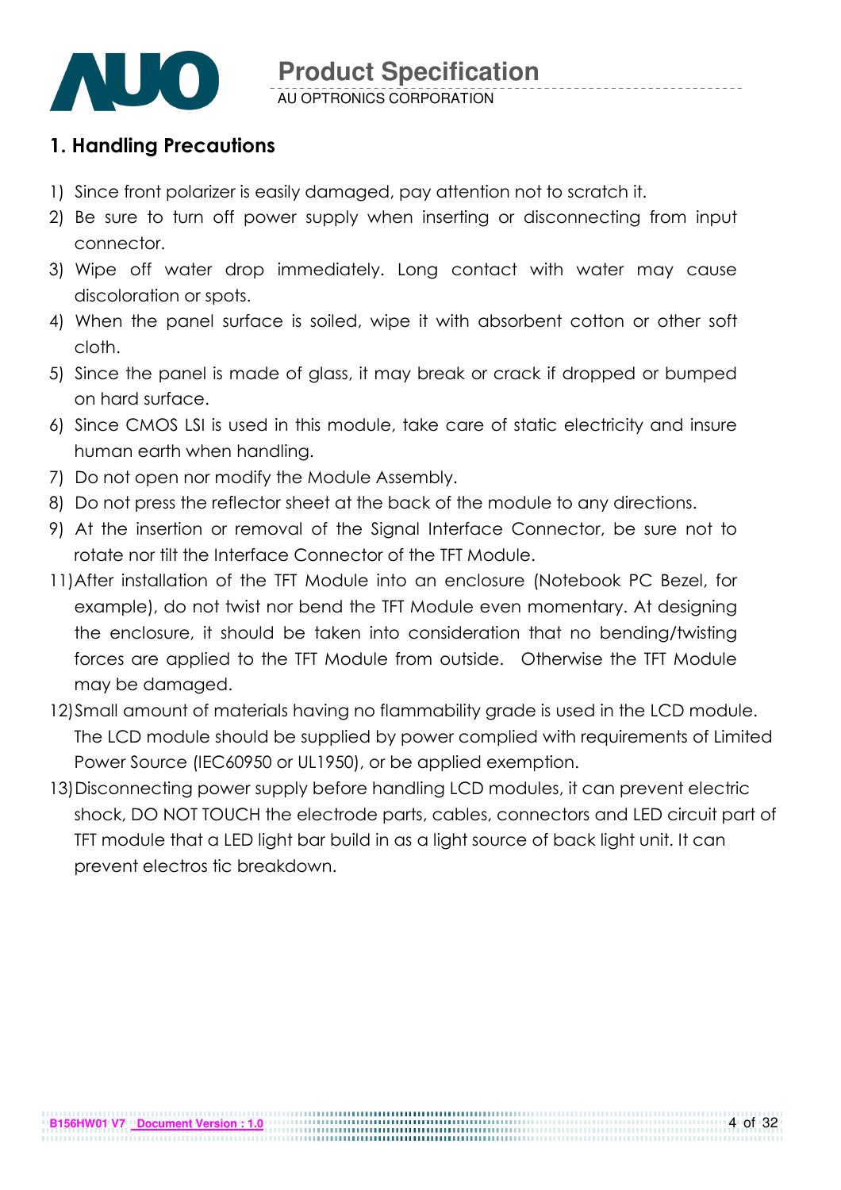## 1. Handling Precautions

1) Since front polarizer is easily damaged, pay attention not to scratch it.
2) Be sure to turn off power supply when inserting or disconnecting from input connector.
3) Wipe off water drop immediately. Long contact with water may cause discoloration or spots.
4) When the panel surface is soiled, wipe it with absorbent cotton or other soft cloth.
5) Since the panel is made of glass, it may break or crack if dropped or bumped on hard surface.
6) Since CMOS LSI is used in this module, take care of static electricity and insure human earth when handling.
7) Do not open nor modify the Module Assembly.
8) Do not press the reflector sheet at the back of the module to any directions.
9) At the insertion or removal of the Signal Interface Connector, be sure not to rotate nor tilt the Interface Connector of the TFT Module.
11) After installation of the TFT Module into an enclosure (Notebook PC Bezel, for example), do not twist nor bend the TFT Module even momentary. At designing the enclosure, it should be taken into consideration that no bending/twisting forces are applied to the TFT Module from outside. Otherwise the TFT Module may be damaged.
12) Small amount of materials having no flammability grade is used in the LCD module. The LCD module should be supplied by power complied with requirements of Limited Power Source (IEC60950 or UL1950), or be applied exemption.
13) Disconnecting power supply before handling LCD modules, it can prevent electric shock, DO NOT TOUCH the electrode parts, cables, connectors and LED circuit part of TFT module that a LED light bar build in as a light source of back light unit. It can prevent electros tic breakdown.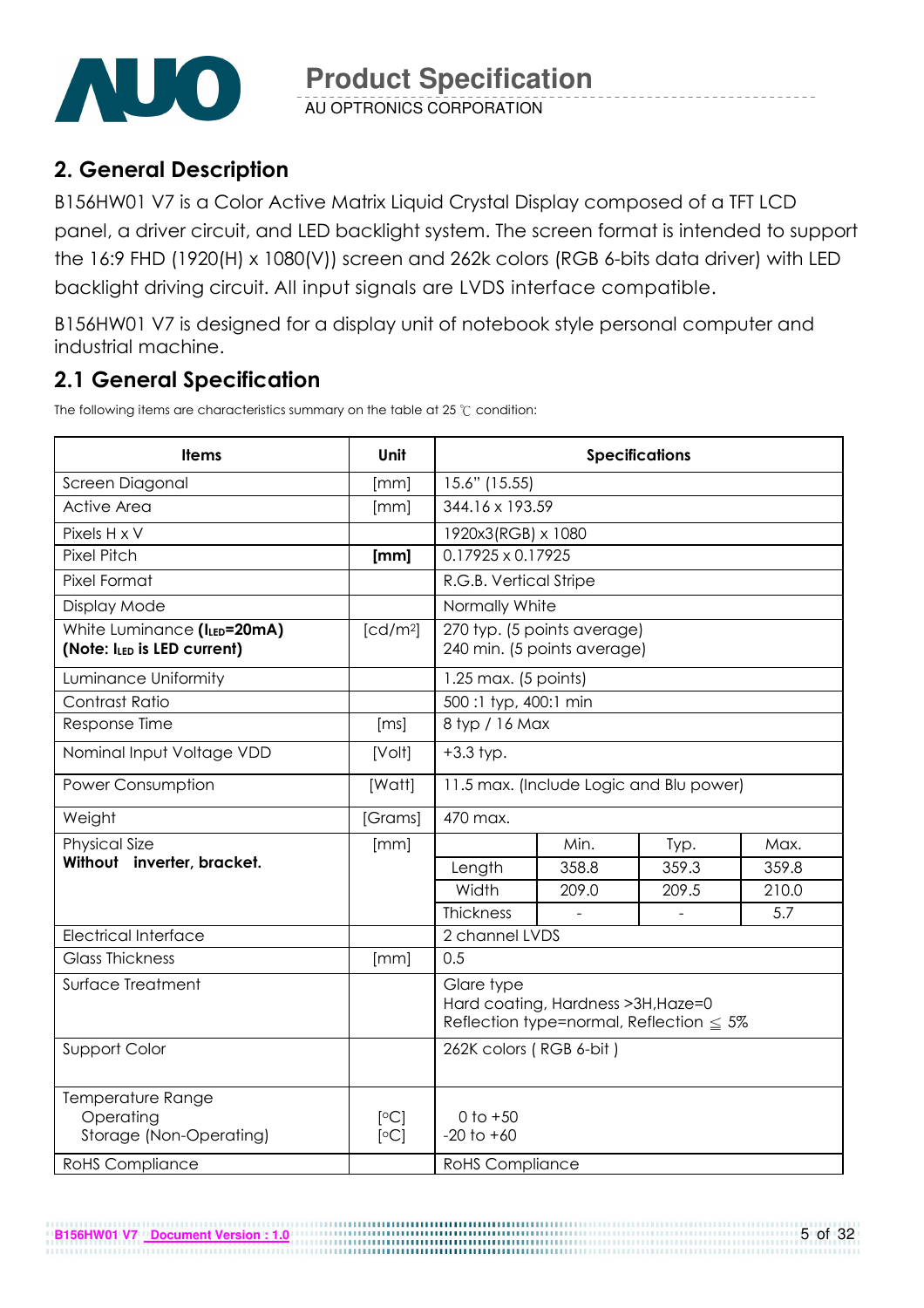## 2. General Description

B156HW01 V7 is a Color Active Matrix Liquid Crystal Display composed of a TFT LCD panel, a driver circuit, and LED backlight system. The screen format is intended to support the 16:9 FHD (1920(H) x 1080(V)) screen and 262k colors (RGB 6-bits data driver) with LED backlight driving circuit. All input signals are LVDS interface compatible.

B156HW01 V7 is designed for a display unit of notebook style personal computer and industrial machine.

## 2.1 General Specification

The following items are characteristics summary on the table at 25 ℃ condition:

| Items | Unit | Specifications | | | |
|---|---|---|---|---|---|
| Screen Diagonal | [mm] | 15.6" (15.55) | | | |
| Active Area | [mm] | 344.16 x 193.59 | | | |
| Pixels H x V | | 1920x3(RGB) x 1080 | | | |
| Pixel Pitch | **[mm]** | 0.17925 x 0.17925 | | | |
| Pixel Format | | R.G.B. Vertical Stripe | | | |
| Display Mode | | Normally White | | | |
| White Luminance (**$I_{LED}$=20mA**) **(Note: $I_{LED}$ is LED current)** | [cd/m²] | 270 typ. (5 points average) 240 min. (5 points average) | | | |
| Luminance Uniformity | | 1.25 max. (5 points) | | | |
| Contrast Ratio | | 500 :1 typ, 400:1 min | | | |
| Response Time | [ms] | 8 typ / 16 Max | | | |
| Nominal Input Voltage VDD | [Volt] | +3.3 typ. | | | |
| Power Consumption | [Watt] | 11.5 max. (Include Logic and Blu power) | | | |
| Weight | [Grams] | 470 max. | | | |
| Physical Size **Without inverter, bracket.** | [mm] | | Min. | Typ. | Max. |
| | | Length | 358.8 | 359.3 | 359.8 |
| | | Width | 209.0 | 209.5 | 210.0 |
| | | Thickness | - | - | 5.7 |
| Electrical Interface | | 2 channel LVDS | | | |
| Glass Thickness | [mm] | 0.5 | | | |
| Surface Treatment | | Glare type Hard coating, Hardness >3H,Haze=0 Reflection type=normal, Reflection ≦ 5% | | | |
| Support Color | | 262K colors ( RGB 6-bit ) | | | |
| Temperature Range Operating Storage (Non-Operating) | [°C] [°C] | 0 to +50 -20 to +60 | | | |
| RoHS Compliance | | RoHS Compliance | | | |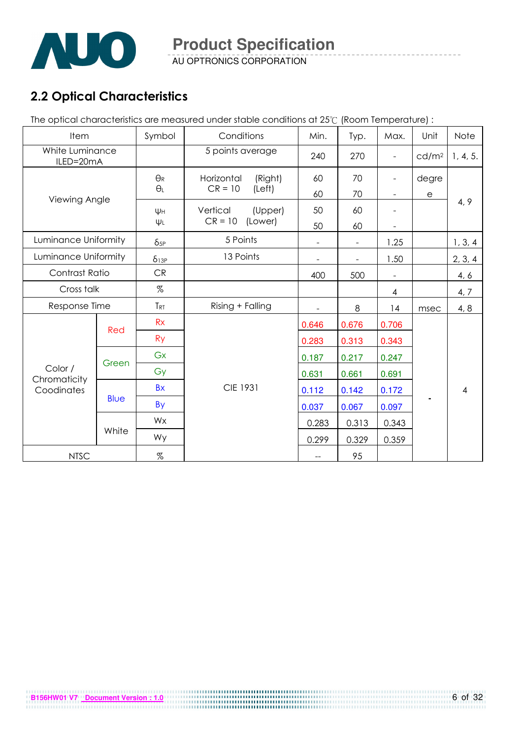## 2.2 Optical Characteristics

The optical characteristics are measured under stable conditions at 25℃ (Room Temperature) :

| Item | | Symbol | Conditions | Min. | Typ. | Max. | Unit | Note |
|---|---|---|---|---|---|---|---|---|
| White Luminance ILED=20mA | | | 5 points average | 240 | 270 | - | cd/m² | 1, 4, 5. |
| Viewing Angle | | $\theta_R$ | Horizontal (Right) CR = 10 | 60 | 70 | - | degree | 4, 9 |
| | | $\theta_L$ | Horizontal (Left) CR = 10 | 60 | 70 | - | | |
| | | $\psi_H$ | Vertical (Upper) CR = 10 | 50 | 60 | - | | |
| | | $\psi_L$ | Vertical (Lower) CR = 10 | 50 | 60 | - | | |
| Luminance Uniformity | | $\delta_{5P}$ | 5 Points | - | - | 1.25 | | 1, 3, 4 |
| Luminance Uniformity | | $\delta_{13P}$ | 13 Points | - | - | 1.50 | | 2, 3, 4 |
| Contrast Ratio | | CR | | 400 | 500 | - | | 4, 6 |
| Cross talk | | % | | | | 4 | | 4, 7 |
| Response Time | | $T_{RT}$ | Rising + Falling | - | 8 | 14 | msec | 4, 8 |
| Color / Chromaticity Coodinates | Red | Rx | CIE 1931 | 0.646 | 0.676 | 0.706 | - | 4 |
| | | Ry | | 0.283 | 0.313 | 0.343 | | |
| | Green | Gx | | 0.187 | 0.217 | 0.247 | | |
| | | Gy | | 0.631 | 0.661 | 0.691 | | |
| | Blue | Bx | | 0.112 | 0.142 | 0.172 | | |
| | | By | | 0.037 | 0.067 | 0.097 | | |
| | White | Wx | | 0.283 | 0.313 | 0.343 | | |
| | | Wy | | 0.299 | 0.329 | 0.359 | | |
| NTSC | | % | | -- | 95 | | | |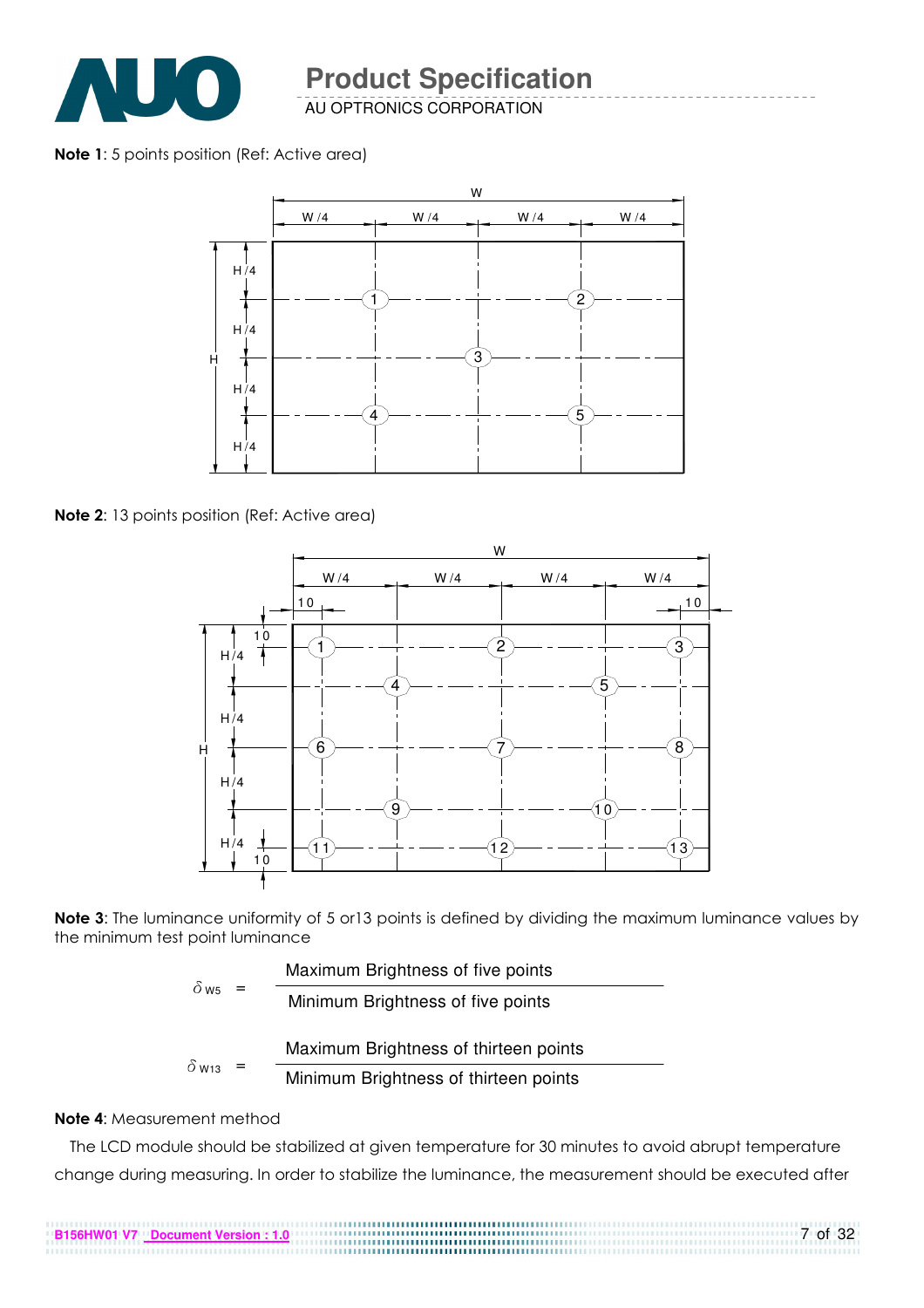**Note 1**: 5 points position (Ref: Active area)

**Note 2**: 13 points position (Ref: Active area)

**Note 3**: The luminance uniformity of 5 or13 points is defined by dividing the maximum luminance values by the minimum test point luminance

$$\delta_{W5} = \frac{\text{Maximum Brightness of five points}}{\text{Minimum Brightness of five points}}$$

$$\delta_{W13} = \frac{\text{Maximum Brightness of thirteen points}}{\text{Minimum Brightness of thirteen points}}$$

**Note 4**: Measurement method

The LCD module should be stabilized at given temperature for 30 minutes to avoid abrupt temperature change during measuring. In order to stabilize the luminance, the measurement should be executed after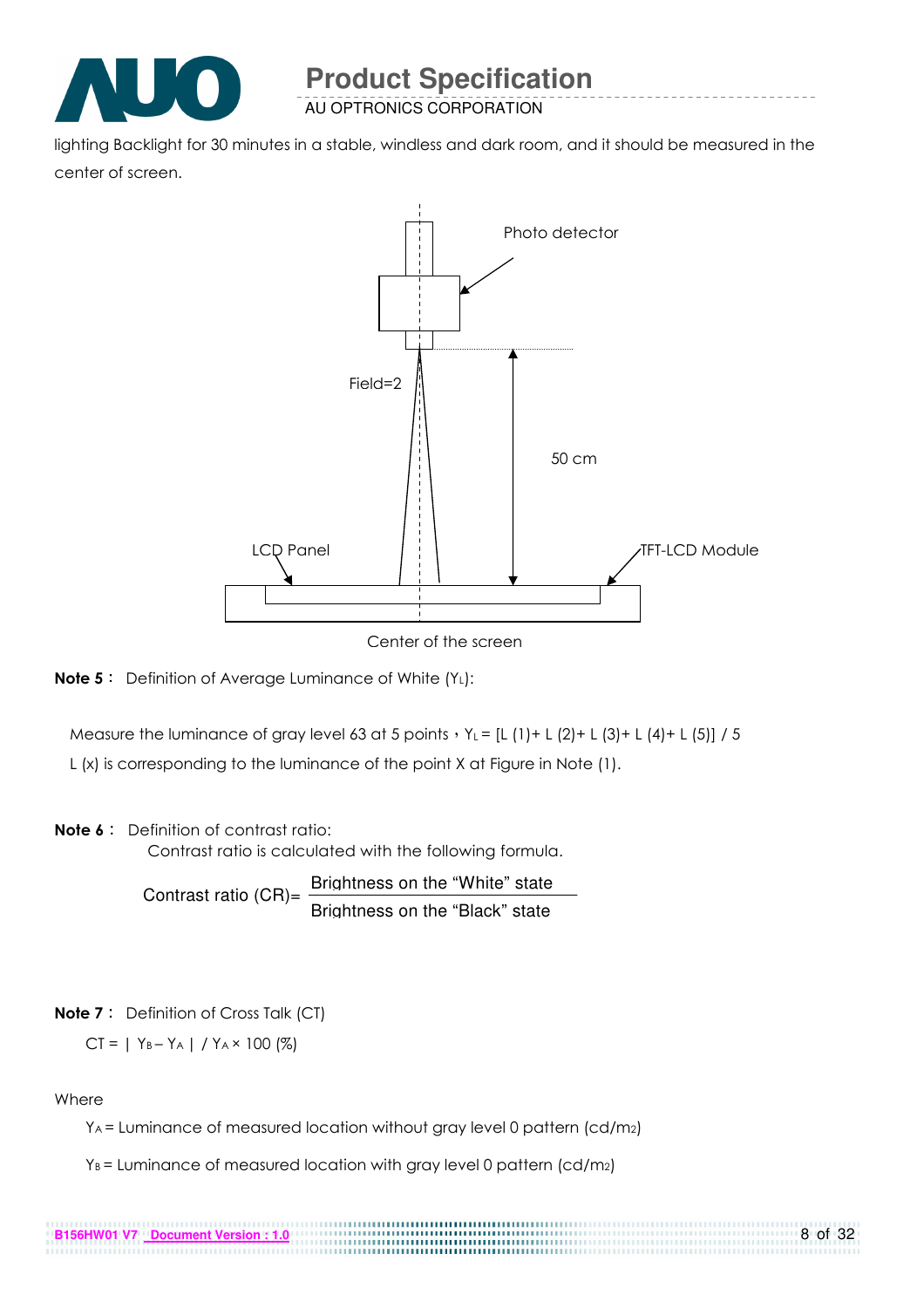lighting Backlight for 30 minutes in a stable, windless and dark room, and it should be measured in the center of screen.

Photo detector

Field=2

50 cm

LCD Panel

TFT-LCD Module

Center of the screen

**Note 5**： Definition of Average Luminance of White ($Y_L$):

Measure the luminance of gray level 63 at 5 points，$Y_L$ = [L (1)+ L (2)+ L (3)+ L (4)+ L (5)] / 5

L (x) is corresponding to the luminance of the point X at Figure in Note (1).

**Note 6**： Definition of contrast ratio:

Contrast ratio is calculated with the following formula.

$$\text{Contrast ratio (CR)} = \frac{\text{Brightness on the "White" state}}{\text{Brightness on the "Black" state}}$$

**Note 7**： Definition of Cross Talk (CT)

$$CT = | Y_B - Y_A | / Y_A \times 100\ (\%)$$

Where

$Y_A$ = Luminance of measured location without gray level 0 pattern (cd/m2)

$Y_B$ = Luminance of measured location with gray level 0 pattern (cd/m2)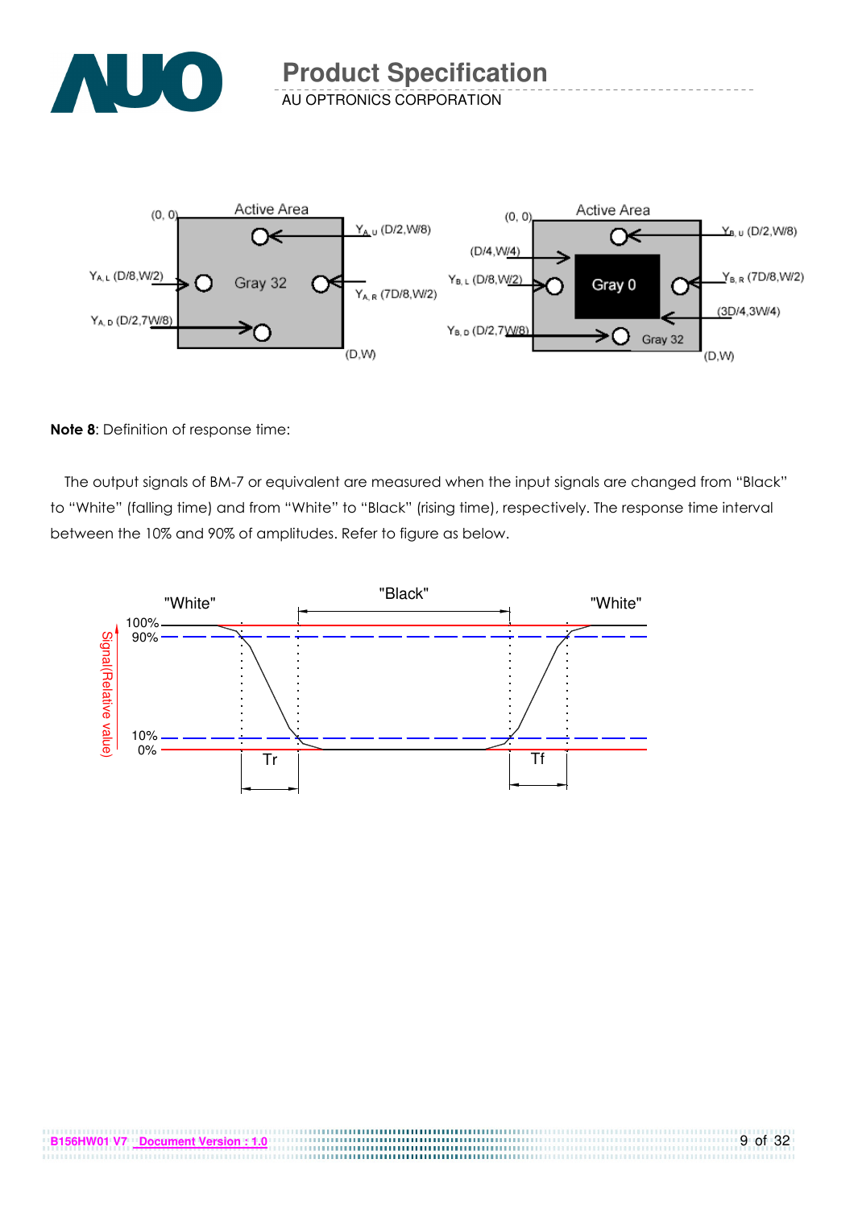**Note 8**: Definition of response time:

The output signals of BM-7 or equivalent are measured when the input signals are changed from "Black" to "White" (falling time) and from "White" to "Black" (rising time), respectively. The response time interval between the 10% and 90% of amplitudes. Refer to figure as below.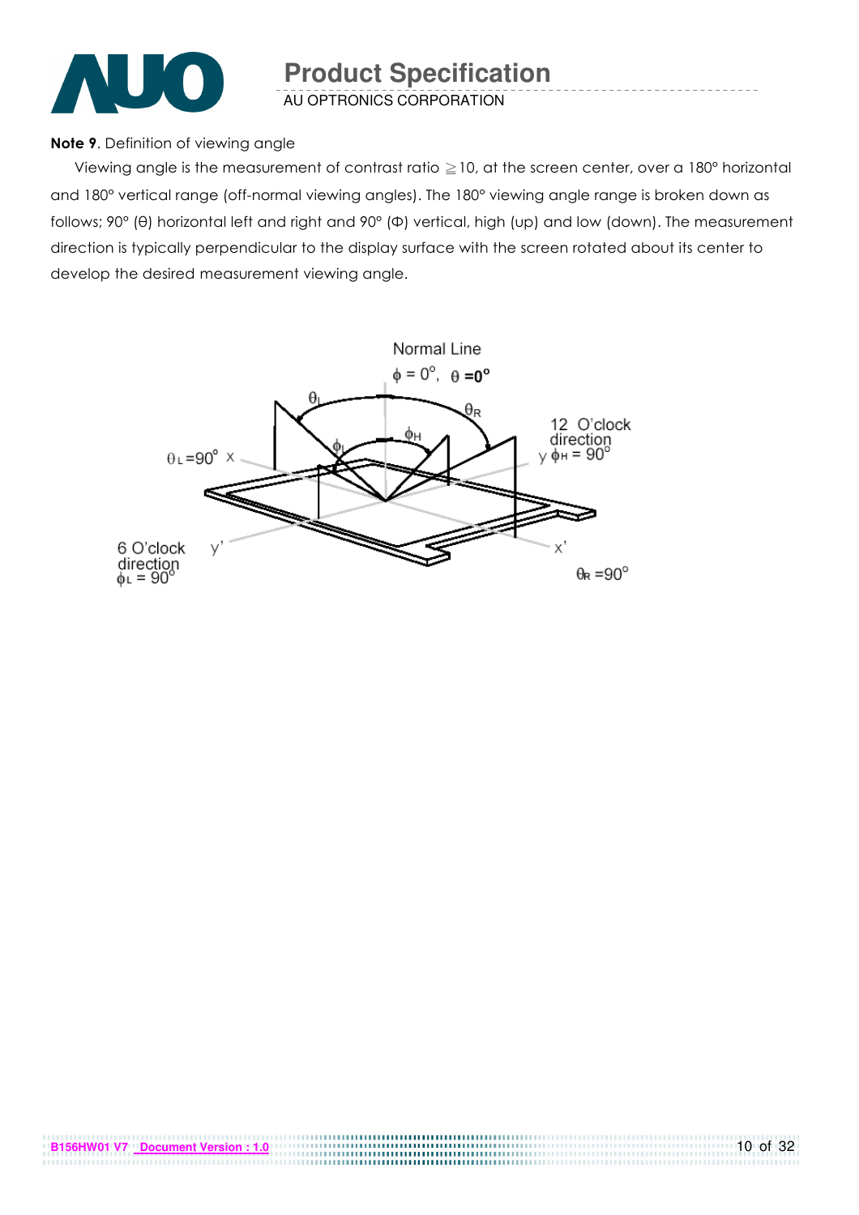**Note 9**. Definition of viewing angle

Viewing angle is the measurement of contrast ratio ≧10, at the screen center, over a 180° horizontal and 180° vertical range (off-normal viewing angles). The 180° viewing angle range is broken down as follows; 90° (θ) horizontal left and right and 90° (Φ) vertical, high (up) and low (down). The measurement direction is typically perpendicular to the display surface with the screen rotated about its center to develop the desired measurement viewing angle.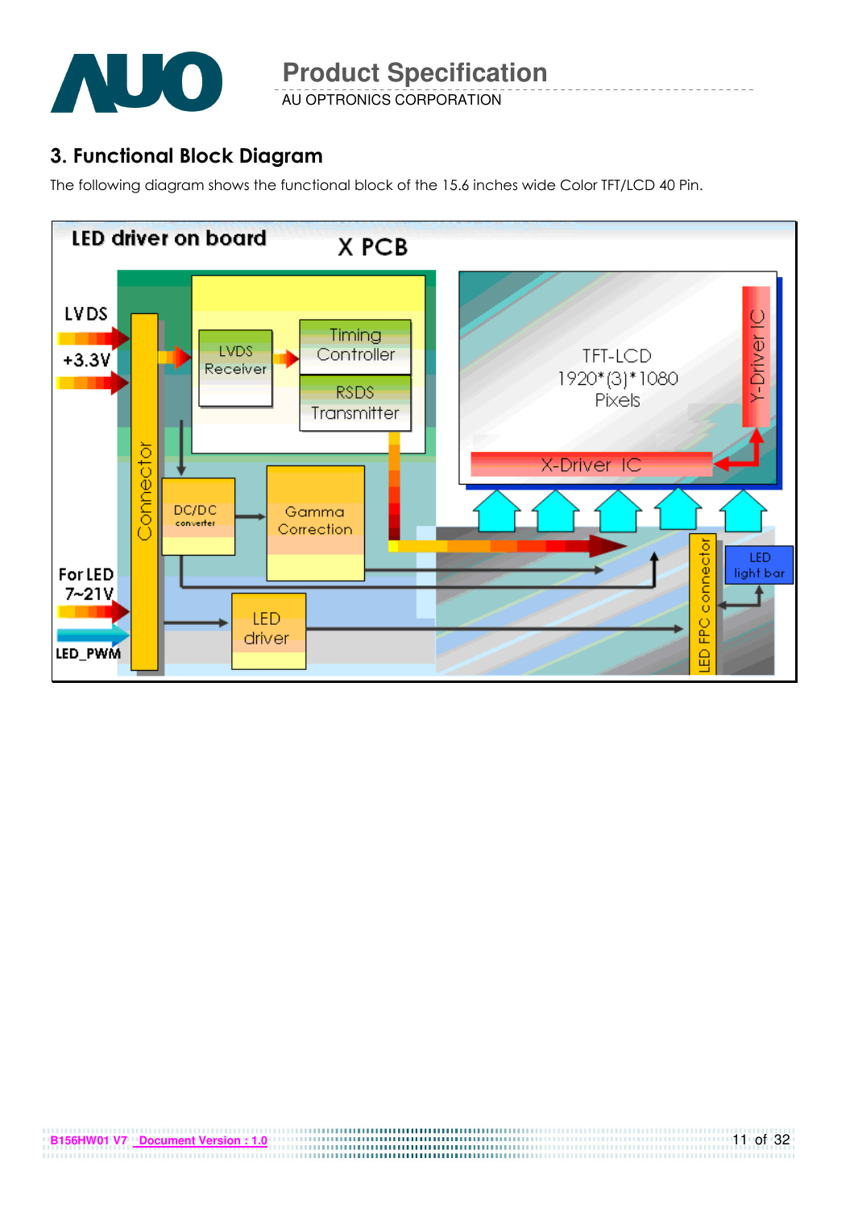## 3. Functional Block Diagram

The following diagram shows the functional block of the 15.6 inches wide Color TFT/LCD 40 Pin.

LED driver on board

X PCB

LVDS

+3.3V

For LED 7~21V

LED_PWM

Connector

LVDS Receiver

Timing Controller

RSDS Transmitter

DC/DC converter

Gamma Correction

LED driver

TFT-LCD 1920*(3)*1080 Pixels

Y-Driver IC

X-Driver IC

LED FPC connector

LED light bar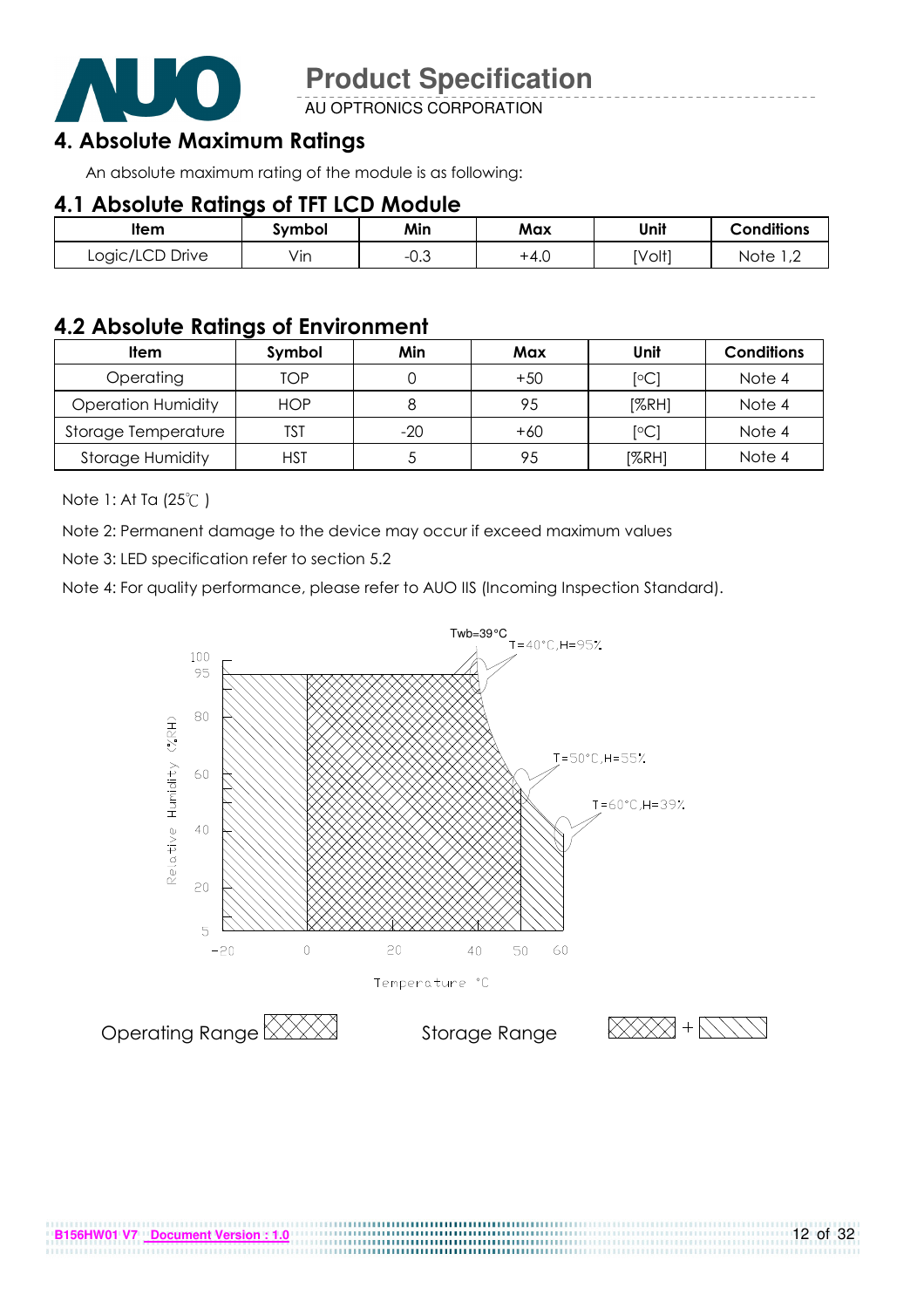## 4. Absolute Maximum Ratings

An absolute maximum rating of the module is as following:

### 4.1 Absolute Ratings of TFT LCD Module

| Item | Symbol | Min | Max | Unit | Conditions |
|---|---|---|---|---|---|
| Logic/LCD Drive | Vin | -0.3 | +4.0 | [Volt] | Note 1,2 |

### 4.2 Absolute Ratings of Environment

| Item | Symbol | Min | Max | Unit | Conditions |
|---|---|---|---|---|---|
| Operating | TOP | 0 | +50 | [°C] | Note 4 |
| Operation Humidity | HOP | 8 | 95 | [%RH] | Note 4 |
| Storage Temperature | TST | -20 | +60 | [°C] | Note 4 |
| Storage Humidity | HST | 5 | 95 | [%RH] | Note 4 |

Note 1: At Ta (25℃ )

Note 2: Permanent damage to the device may occur if exceed maximum values

Note 3: LED specification refer to section 5.2

Note 4: For quality performance, please refer to AUO IIS (Incoming Inspection Standard).

Twb=39°C

T=40°C,H=95%

T=50°C,H=55%

T=60°C,H=39%

Relative Humidity (%RH)

Temperature °C

Operating Range

Storage Range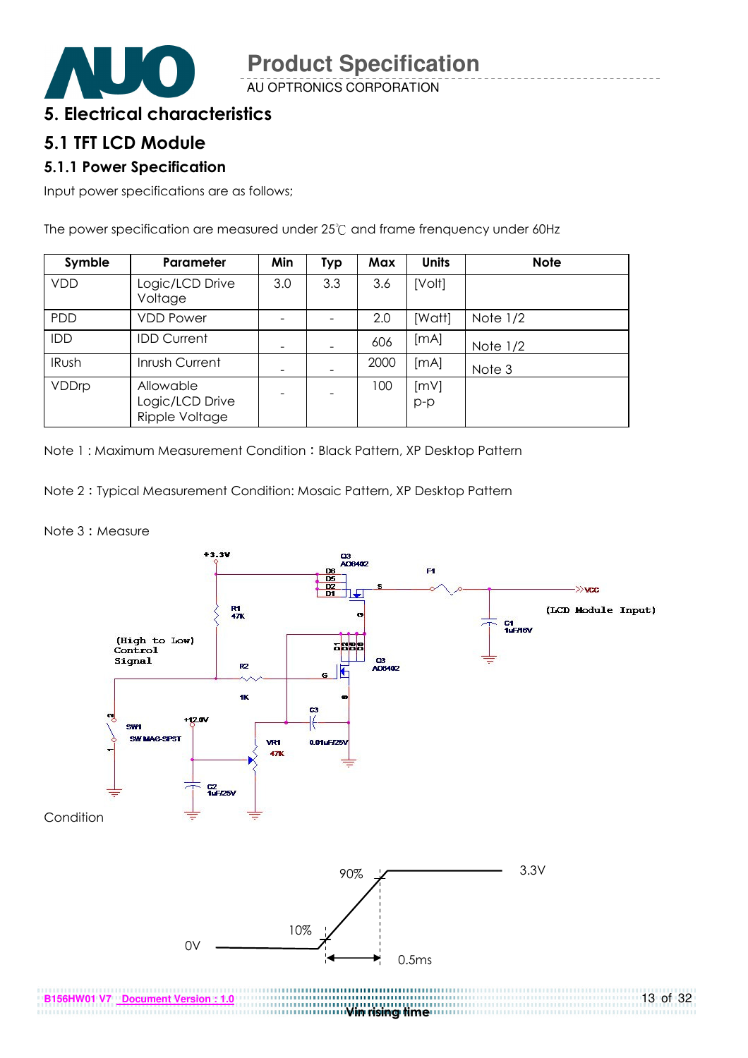# 5. Electrical characteristics

## 5.1 TFT LCD Module

### 5.1.1 Power Specification

Input power specifications are as follows;

The power specification are measured under 25℃ and frame frenquency under 60Hz

| Symble | Parameter | Min | Typ | Max | Units | Note |
|---|---|---|---|---|---|---|
| VDD | Logic/LCD Drive Voltage | 3.0 | 3.3 | 3.6 | [Volt] | |
| PDD | VDD Power | - | - | 2.0 | [Watt] | Note 1/2 |
| IDD | IDD Current | - | - | 606 | [mA] | Note 1/2 |
| IRush | Inrush Current | - | - | 2000 | [mA] | Note 3 |
| VDDrp | Allowable Logic/LCD Drive Ripple Voltage | - | - | 100 | [mV] p-p | |

Note 1 : Maximum Measurement Condition：Black Pattern, XP Desktop Pattern

Note 2：Typical Measurement Condition: Mosaic Pattern, XP Desktop Pattern

Note 3：Measure

Condition

Vin rising time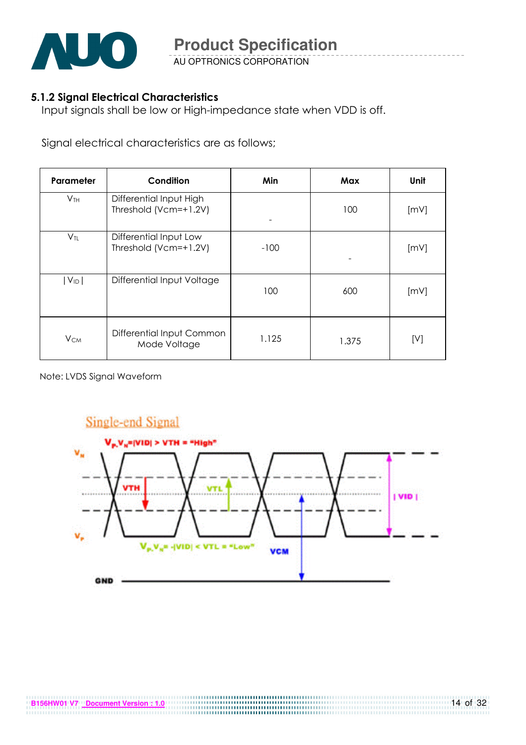### 5.1.2 Signal Electrical Characteristics

Input signals shall be low or High-impedance state when VDD is off.

Signal electrical characteristics are as follows;

| Parameter | Condition | Min | Max | Unit |
|---|---|---|---|---|
| $V_{TH}$ | Differential Input High Threshold (Vcm=+1.2V) | - | 100 | [mV] |
| $V_{TL}$ | Differential Input Low Threshold (Vcm=+1.2V) | -100 | - | [mV] |
| $\lvert V_{ID} \rvert$ | Differential Input Voltage | 100 | 600 | [mV] |
| $V_{CM}$ | Differential Input Common Mode Voltage | 1.125 | 1.375 | [V] |

Note: LVDS Signal Waveform

Single-end Signal

$V_P$-$V_N$=|VID| > VTH = "High"

$V_P$-$V_N$= -|VID| < VTL = "Low"

$V_N$, $V_P$, VTH, VTL, | VID |, VCM, GND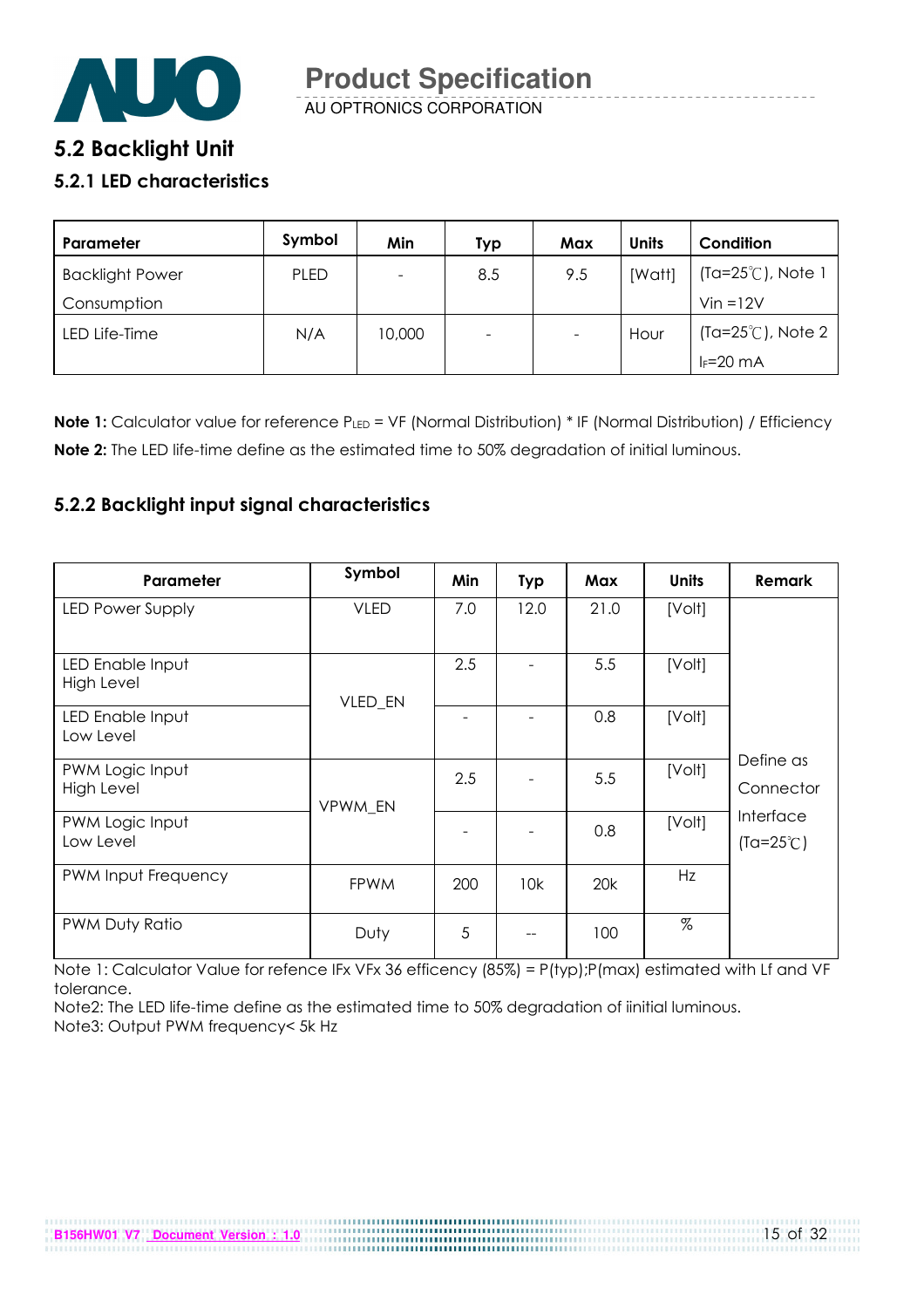## 5.2 Backlight Unit

### 5.2.1 LED characteristics

| Parameter | Symbol | Min | Typ | Max | Units | Condition |
|---|---|---|---|---|---|---|
| Backlight Power Consumption | PLED | - | 8.5 | 9.5 | [Watt] | (Ta=25℃), Note 1 Vin =12V |
| LED Life-Time | N/A | 10,000 | - | - | Hour | (Ta=25℃), Note 2 $I_F$=20 mA |

**Note 1:** Calculator value for reference $P_{LED}$ = VF (Normal Distribution) * IF (Normal Distribution) / Efficiency

**Note 2:** The LED life-time define as the estimated time to 50% degradation of initial luminous.

### 5.2.2 Backlight input signal characteristics

| Parameter | Symbol | Min | Typ | Max | Units | Remark |
|---|---|---|---|---|---|---|
| LED Power Supply | VLED | 7.0 | 12.0 | 21.0 | [Volt] | Define as Connector Interface (Ta=25℃) |
| LED Enable Input High Level | VLED_EN | 2.5 | - | 5.5 | [Volt] | |
| LED Enable Input Low Level | | - | - | 0.8 | [Volt] | |
| PWM Logic Input High Level | VPWM_EN | 2.5 | - | 5.5 | [Volt] | |
| PWM Logic Input Low Level | | - | - | 0.8 | [Volt] | |
| PWM Input Frequency | FPWM | 200 | 10k | 20k | Hz | |
| PWM Duty Ratio | Duty | 5 | -- | 100 | % | |

Note 1: Calculator Value for refence IFx VFx 36 efficency (85%) = P(typ);P(max) estimated with Lf and VF tolerance.

Note2: The LED life-time define as the estimated time to 50% degradation of iinitial luminous.

Note3: Output PWM frequency< 5k Hz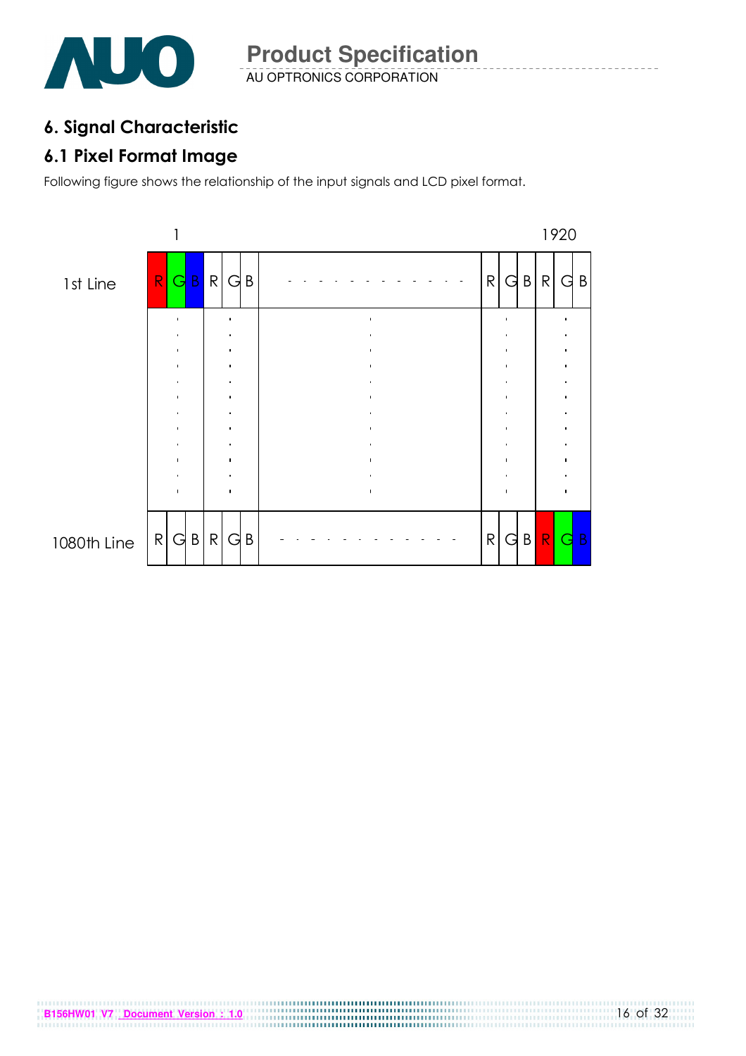# 6. Signal Characteristic

## 6.1 Pixel Format Image

Following figure shows the relationship of the input signals and LCD pixel format.

| | 1 | | | | | | | 1920 | | | | | |
|---|---|---|---|---|---|---|---|---|---|---|---|---|---|
| 1st Line | R | G | B | R | G | B | - - - - - - - - - - - - | R | G | B | R | G | B |
| 1080th Line | R | G | B | R | G | B | - - - - - - - - - - - - | R | G | B | R | G | B |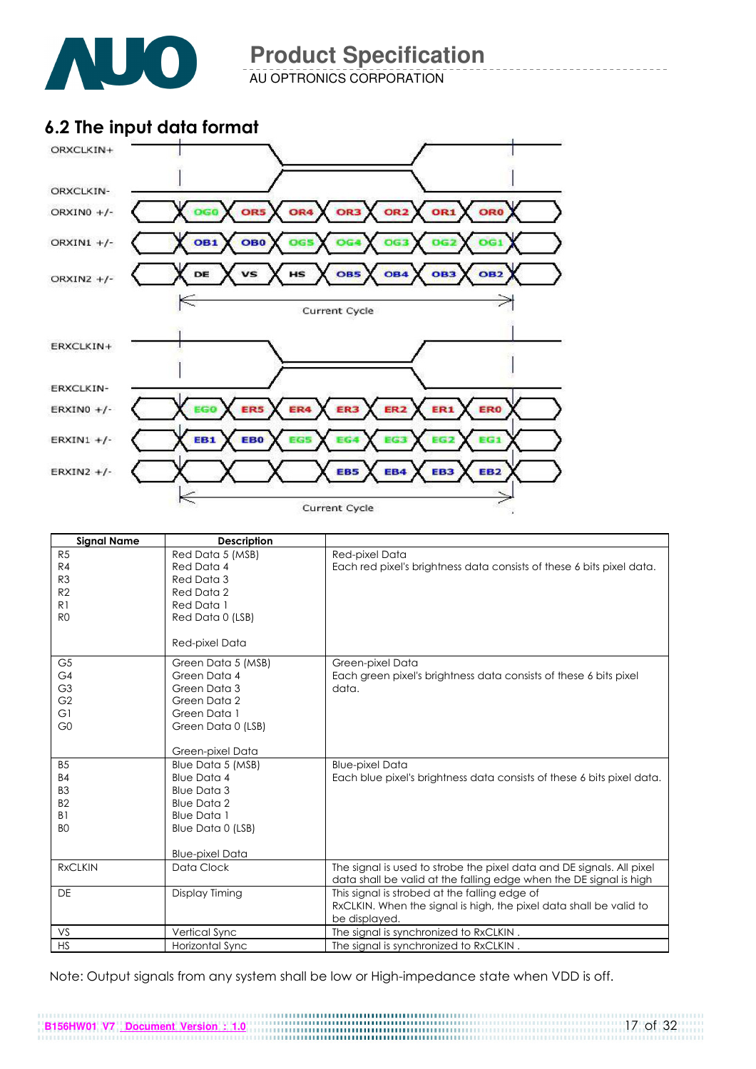## 6.2 The input data format

ORXCLKIN+
ORXCLKIN-
ORXIN0 +/-  OG0 OR5 OR4 OR3 OR2 OR1 OR0
ORXIN1 +/-  OB1 OB0 OG5 OG4 OG3 OG2 OG1
ORXIN2 +/-  DE VS HS OB5 OB4 OB3 OB2
Current Cycle

ERXCLKIN+
ERXCLKIN-
ERXIN0 +/-  EG0 ER5 ER4 ER3 ER2 ER1 ER0
ERXIN1 +/-  EB1 EB0 EG5 EG4 EG3 EG2 EG1
ERXIN2 +/-  EB5 EB4 EB3 EB2
Current Cycle

| Signal Name | Description | |
|---|---|---|
| R5<br>R4<br>R3<br>R2<br>R1<br>R0 | Red Data 5 (MSB)<br>Red Data 4<br>Red Data 3<br>Red Data 2<br>Red Data 1<br>Red Data 0 (LSB)<br><br>Red-pixel Data | Red-pixel Data<br>Each red pixel's brightness data consists of these 6 bits pixel data. |
| G5<br>G4<br>G3<br>G2<br>G1<br>G0 | Green Data 5 (MSB)<br>Green Data 4<br>Green Data 3<br>Green Data 2<br>Green Data 1<br>Green Data 0 (LSB)<br><br>Green-pixel Data | Green-pixel Data<br>Each green pixel's brightness data consists of these 6 bits pixel data. |
| B5<br>B4<br>B3<br>B2<br>B1<br>B0 | Blue Data 5 (MSB)<br>Blue Data 4<br>Blue Data 3<br>Blue Data 2<br>Blue Data 1<br>Blue Data 0 (LSB)<br><br>Blue-pixel Data | Blue-pixel Data<br>Each blue pixel's brightness data consists of these 6 bits pixel data. |
| RxCLKIN | Data Clock | The signal is used to strobe the pixel data and DE signals. All pixel data shall be valid at the falling edge when the DE signal is high |
| DE | Display Timing | This signal is strobed at the falling edge of RxCLKIN. When the signal is high, the pixel data shall be valid to be displayed. |
| VS | Vertical Sync | The signal is synchronized to RxCLKIN . |
| HS | Horizontal Sync | The signal is synchronized to RxCLKIN . |

Note: Output signals from any system shall be low or High-impedance state when VDD is off.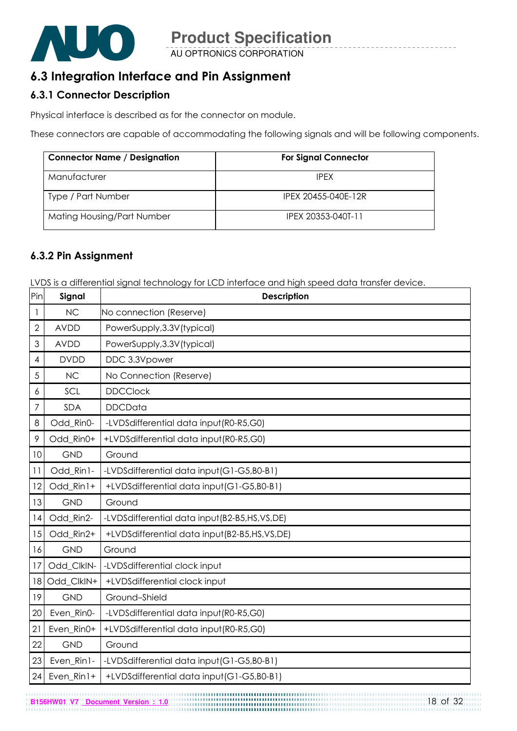## 6.3 Integration Interface and Pin Assignment

### 6.3.1 Connector Description

Physical interface is described as for the connector on module.

These connectors are capable of accommodating the following signals and will be following components.

| Connector Name / Designation | For Signal Connector |
|---|---|
| Manufacturer | IPEX |
| Type / Part Number | IPEX 20455-040E-12R |
| Mating Housing/Part Number | IPEX 20353-040T-11 |

### 6.3.2 Pin Assignment

LVDS is a differential signal technology for LCD interface and high speed data transfer device.

| Pin | Signal | Description |
|---|---|---|
| 1 | NC | No connection (Reserve) |
| 2 | AVDD | PowerSupply,3.3V(typical) |
| 3 | AVDD | PowerSupply,3.3V(typical) |
| 4 | DVDD | DDC 3.3Vpower |
| 5 | NC | No Connection (Reserve) |
| 6 | SCL | DDCClock |
| 7 | SDA | DDCData |
| 8 | Odd_Rin0- | -LVDSdifferential data input(R0-R5,G0) |
| 9 | Odd_Rin0+ | +LVDSdifferential data input(R0-R5,G0) |
| 10 | GND | Ground |
| 11 | Odd_Rin1- | -LVDSdifferential data input(G1-G5,B0-B1) |
| 12 | Odd_Rin1+ | +LVDSdifferential data input(G1-G5,B0-B1) |
| 13 | GND | Ground |
| 14 | Odd_Rin2- | -LVDSdifferential data input(B2-B5,HS,VS,DE) |
| 15 | Odd_Rin2+ | +LVDSdifferential data input(B2-B5,HS,VS,DE) |
| 16 | GND | Ground |
| 17 | Odd_ClkIN- | -LVDSdifferential clock input |
| 18 | Odd_ClkIN+ | +LVDSdifferential clock input |
| 19 | GND | Ground–Shield |
| 20 | Even_Rin0- | -LVDSdifferential data input(R0-R5,G0) |
| 21 | Even_Rin0+ | +LVDSdifferential data input(R0-R5,G0) |
| 22 | GND | Ground |
| 23 | Even_Rin1- | -LVDSdifferential data input(G1-G5,B0-B1) |
| 24 | Even_Rin1+ | +LVDSdifferential data input(G1-G5,B0-B1) |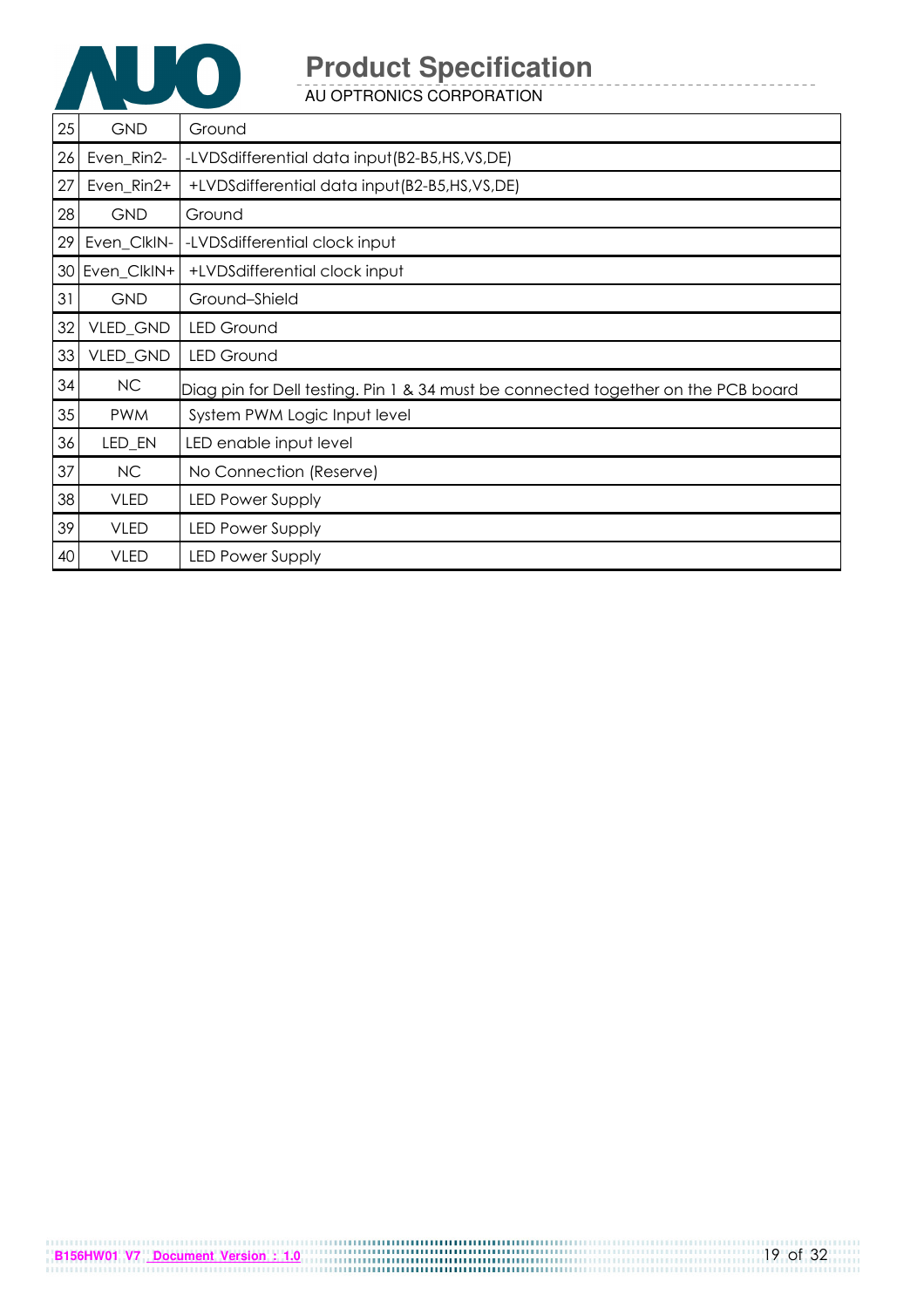| 25 | GND | Ground |
|---|---|---|
| 26 | Even_Rin2- | -LVDSdifferential data input(B2-B5,HS,VS,DE) |
| 27 | Even_Rin2+ | +LVDSdifferential data input(B2-B5,HS,VS,DE) |
| 28 | GND | Ground |
| 29 | Even_ClkIN- | -LVDSdifferential clock input |
| 30 | Even_ClkIN+ | +LVDSdifferential clock input |
| 31 | GND | Ground–Shield |
| 32 | VLED_GND | LED Ground |
| 33 | VLED_GND | LED Ground |
| 34 | NC | Diag pin for Dell testing. Pin 1 & 34 must be connected together on the PCB board |
| 35 | PWM | System PWM Logic Input level |
| 36 | LED_EN | LED enable input level |
| 37 | NC | No Connection (Reserve) |
| 38 | VLED | LED Power Supply |
| 39 | VLED | LED Power Supply |
| 40 | VLED | LED Power Supply |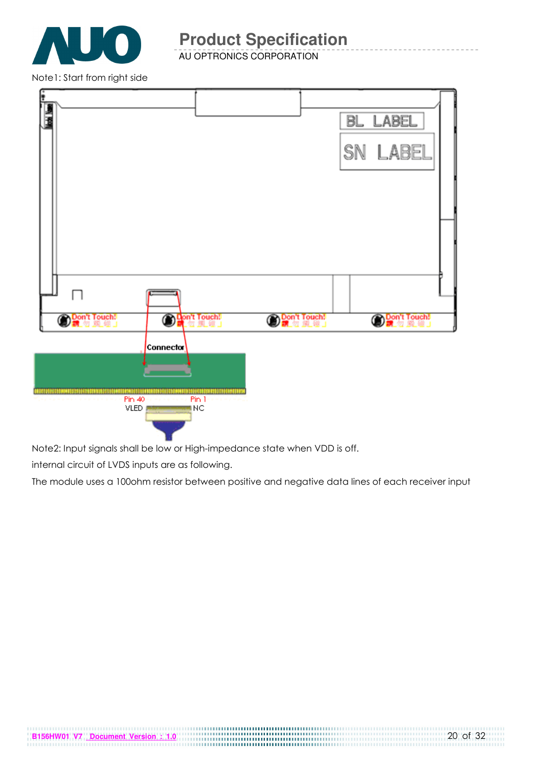Note1: Start from right side

Note2: Input signals shall be low or High-impedance state when VDD is off.

internal circuit of LVDS inputs are as following.

The module uses a 100ohm resistor between positive and negative data lines of each receiver input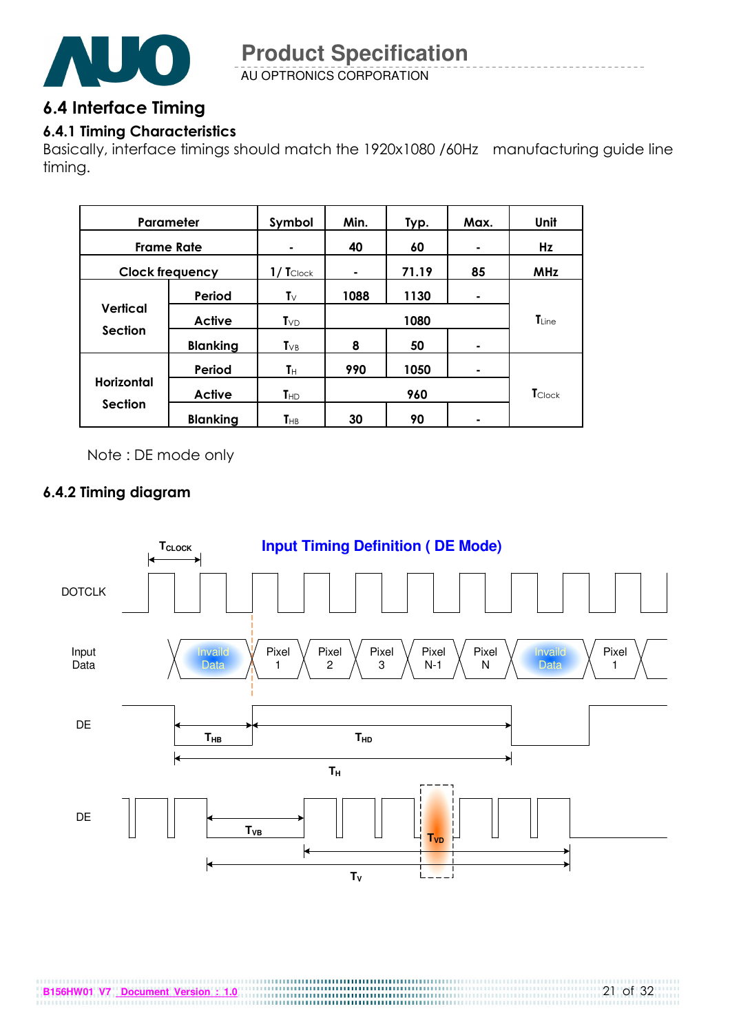## 6.4 Interface Timing

### 6.4.1 Timing Characteristics

Basically, interface timings should match the 1920x1080 /60Hz   manufacturing guide line timing.

| Parameter | | Symbol | Min. | Typ. | Max. | Unit |
|---|---|---|---|---|---|---|
| Frame Rate | | - | 40 | 60 | - | Hz |
| Clock frequency | | $1/T_{Clock}$ | - | 71.19 | 85 | MHz |
| Vertical Section | Period | $T_V$ | 1088 | 1130 | - | $T_{Line}$ |
| | Active | $T_{VD}$ | 1080 | | | |
| | Blanking | $T_{VB}$ | 8 | 50 | - | |
| Horizontal Section | Period | $T_H$ | 990 | 1050 | - | $T_{Clock}$ |
| | Active | $T_{HD}$ | 960 | | | |
| | Blanking | $T_{HB}$ | 30 | 90 | - | |

Note : DE mode only

### 6.4.2 Timing diagram

**Input Timing Definition ( DE Mode)**

DOTCLK ($T_{CLOCK}$)

Input Data: Invaild Data, Pixel 1, Pixel 2, Pixel 3, Pixel N-1, Pixel N, Invaild Data, Pixel 1

DE: $T_{HB}$, $T_{HD}$, $T_H$

DE: $T_{VB}$, $T_{VD}$, $T_V$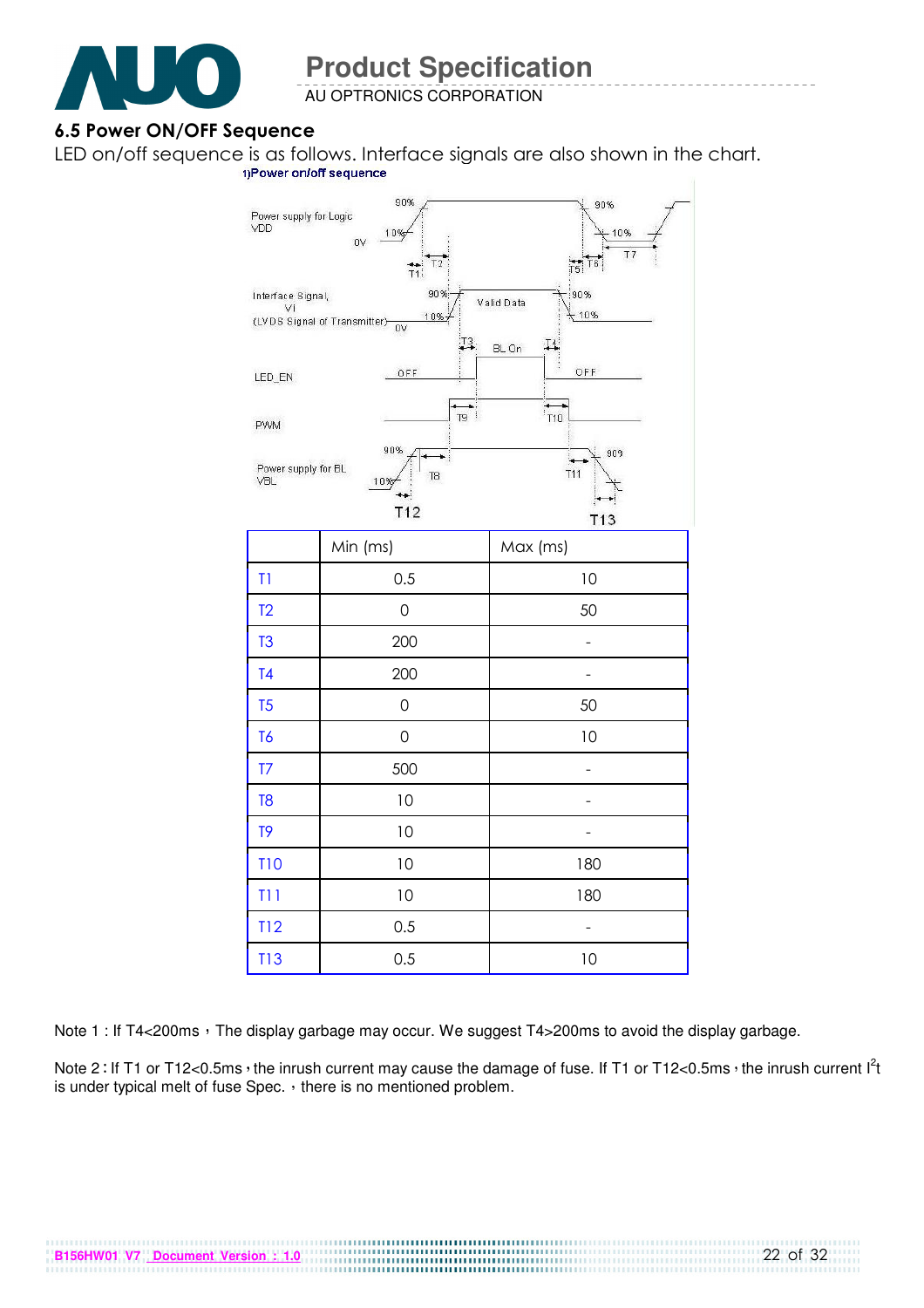## 6.5 Power ON/OFF Sequence

LED on/off sequence is as follows. Interface signals are also shown in the chart.

1)Power on/off sequence

| | Min (ms) | Max (ms) |
|---|---|---|
| T1 | 0.5 | 10 |
| T2 | 0 | 50 |
| T3 | 200 | - |
| T4 | 200 | - |
| T5 | 0 | 50 |
| T6 | 0 | 10 |
| T7 | 500 | - |
| T8 | 10 | - |
| T9 | 10 | - |
| T10 | 10 | 180 |
| T11 | 10 | 180 |
| T12 | 0.5 | - |
| T13 | 0.5 | 10 |

Note 1 : If T4<200ms，The display garbage may occur. We suggest T4>200ms to avoid the display garbage.

Note 2 : If T1 or T12<0.5ms，the inrush current may cause the damage of fuse. If T1 or T12<0.5ms，the inrush current $I^2t$ is under typical melt of fuse Spec. ，there is no mentioned problem.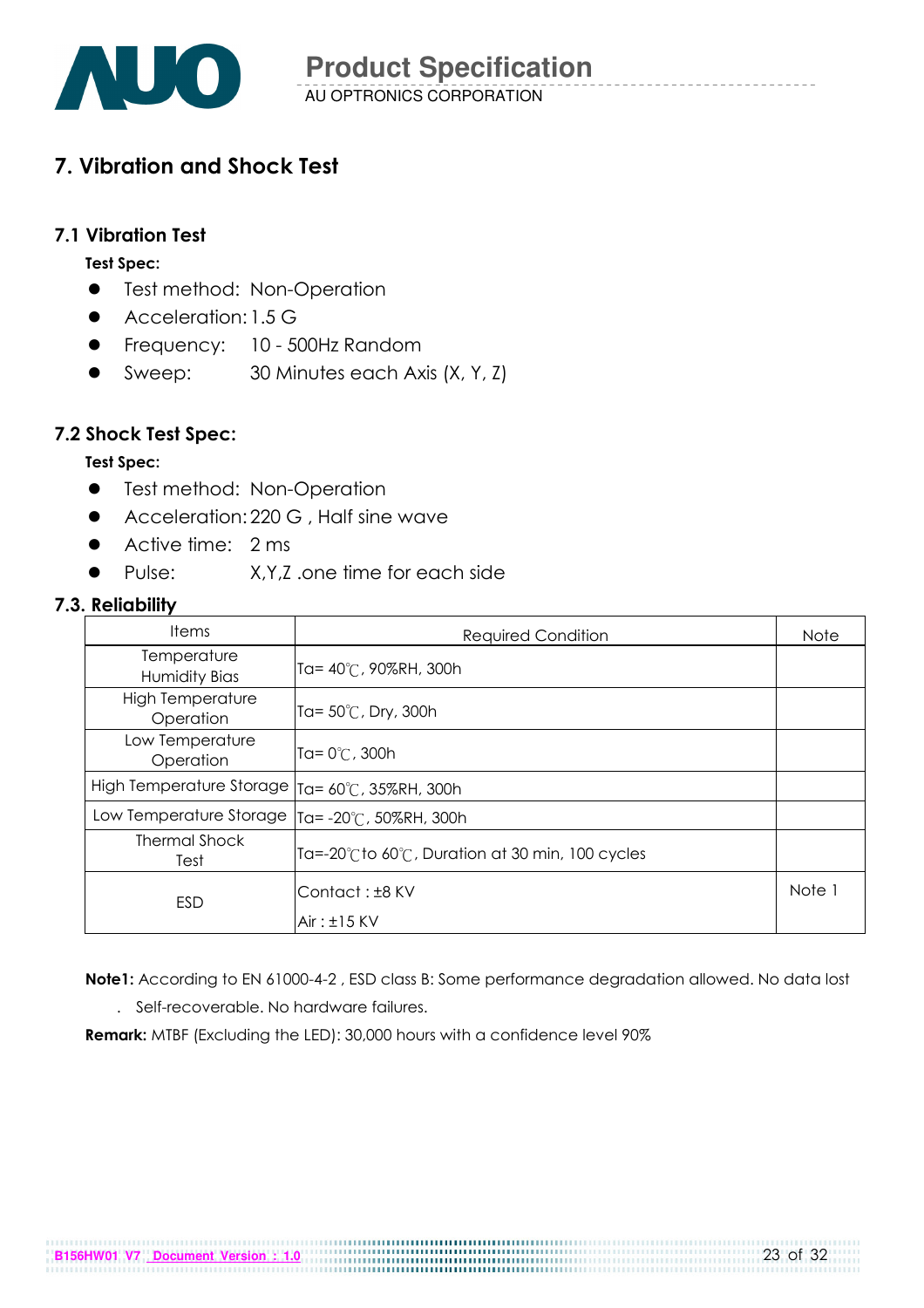# 7. Vibration and Shock Test

## 7.1 Vibration Test

**Test Spec:**

- Test method: Non-Operation
- Acceleration: 1.5 G
- Frequency: 10 - 500Hz Random
- Sweep: 30 Minutes each Axis (X, Y, Z)

## 7.2 Shock Test Spec:

**Test Spec:**

- Test method: Non-Operation
- Acceleration: 220 G , Half sine wave
- Active time: 2 ms
- Pulse: X,Y,Z .one time for each side

## 7.3. Reliability

| Items | Required Condition | Note |
|---|---|---|
| Temperature Humidity Bias | Ta= 40℃, 90%RH, 300h | |
| High Temperature Operation | Ta= 50℃, Dry, 300h | |
| Low Temperature Operation | Ta= 0℃, 300h | |
| High Temperature Storage | Ta= 60℃, 35%RH, 300h | |
| Low Temperature Storage | Ta= -20℃, 50%RH, 300h | |
| Thermal Shock Test | Ta=-20℃to 60℃, Duration at 30 min, 100 cycles | |
| ESD | Contact : ±8 KV<br>Air : ±15 KV | Note 1 |

**Note1:** According to EN 61000-4-2 , ESD class B: Some performance degradation allowed. No data lost . Self-recoverable. No hardware failures.

**Remark:** MTBF (Excluding the LED): 30,000 hours with a confidence level 90%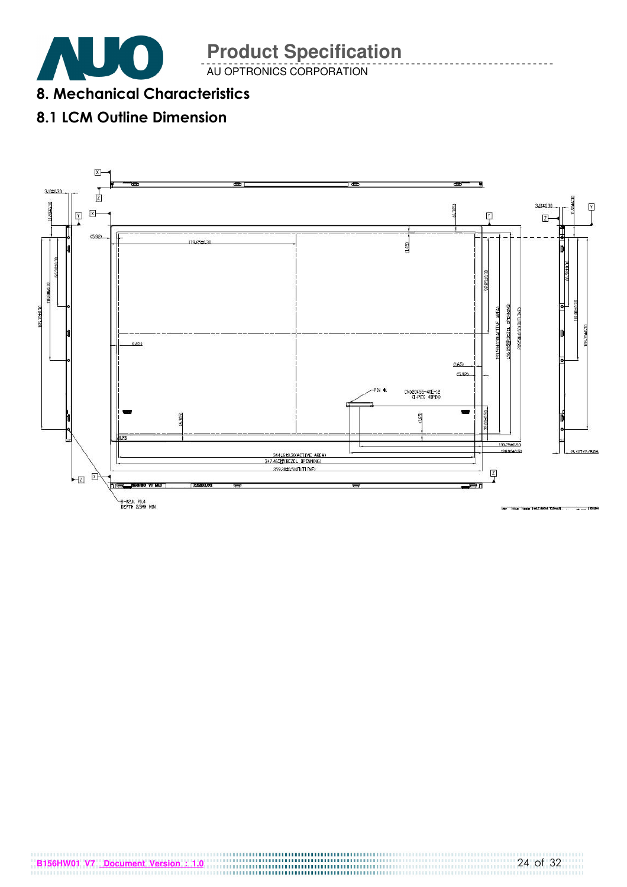# 8. Mechanical Characteristics

## 8.1 LCM Outline Dimension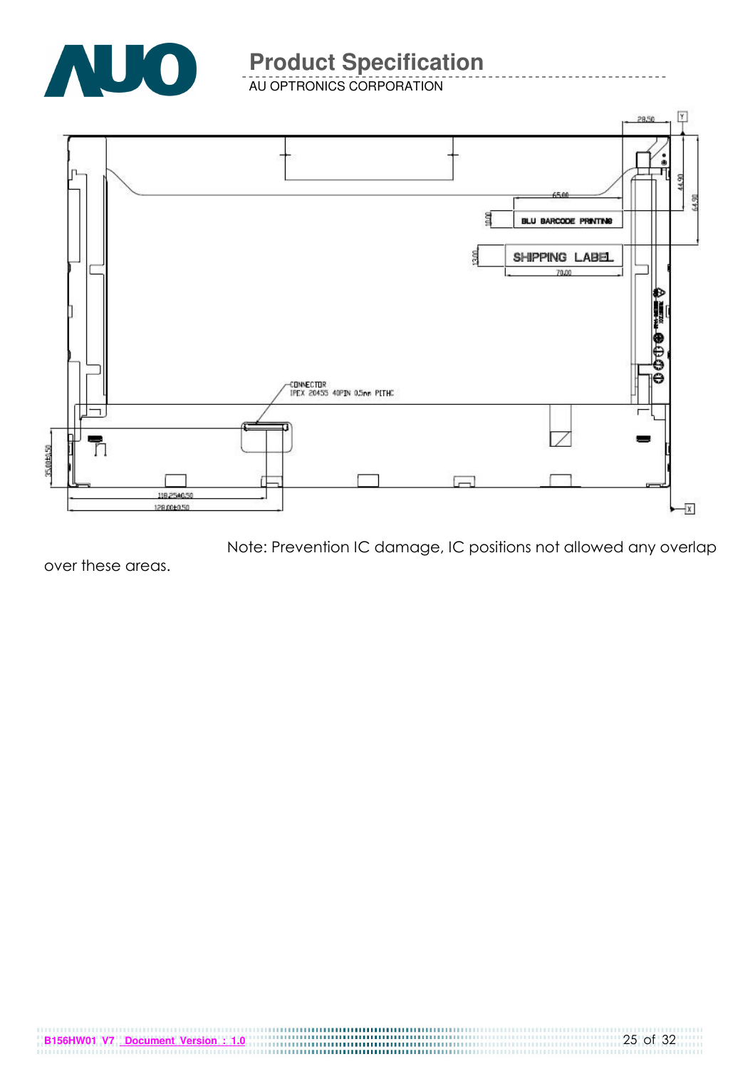CONNECTOR
IPEX 20455 40PIN 0.5mm PITHC

BLU BARCODE PRINTING

SHIPPING LABEL

28.50

44.90

64.90

65.00

10.00

13.00

70.00

35.00±0.50

118.25±0.50

128.00±0.50

Note: Prevention IC damage, IC positions not allowed any overlap over these areas.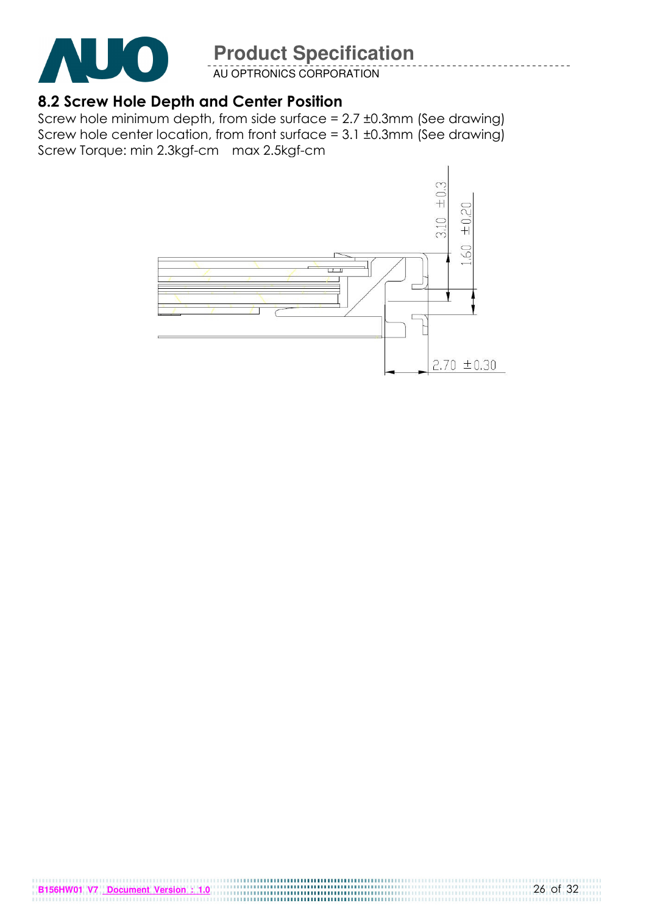## 8.2 Screw Hole Depth and Center Position

Screw hole minimum depth, from side surface = 2.7 ±0.3mm (See drawing)
Screw hole center location, from front surface = 3.1 ±0.3mm (See drawing)
Screw Torque: min 2.3kgf-cm max 2.5kgf-cm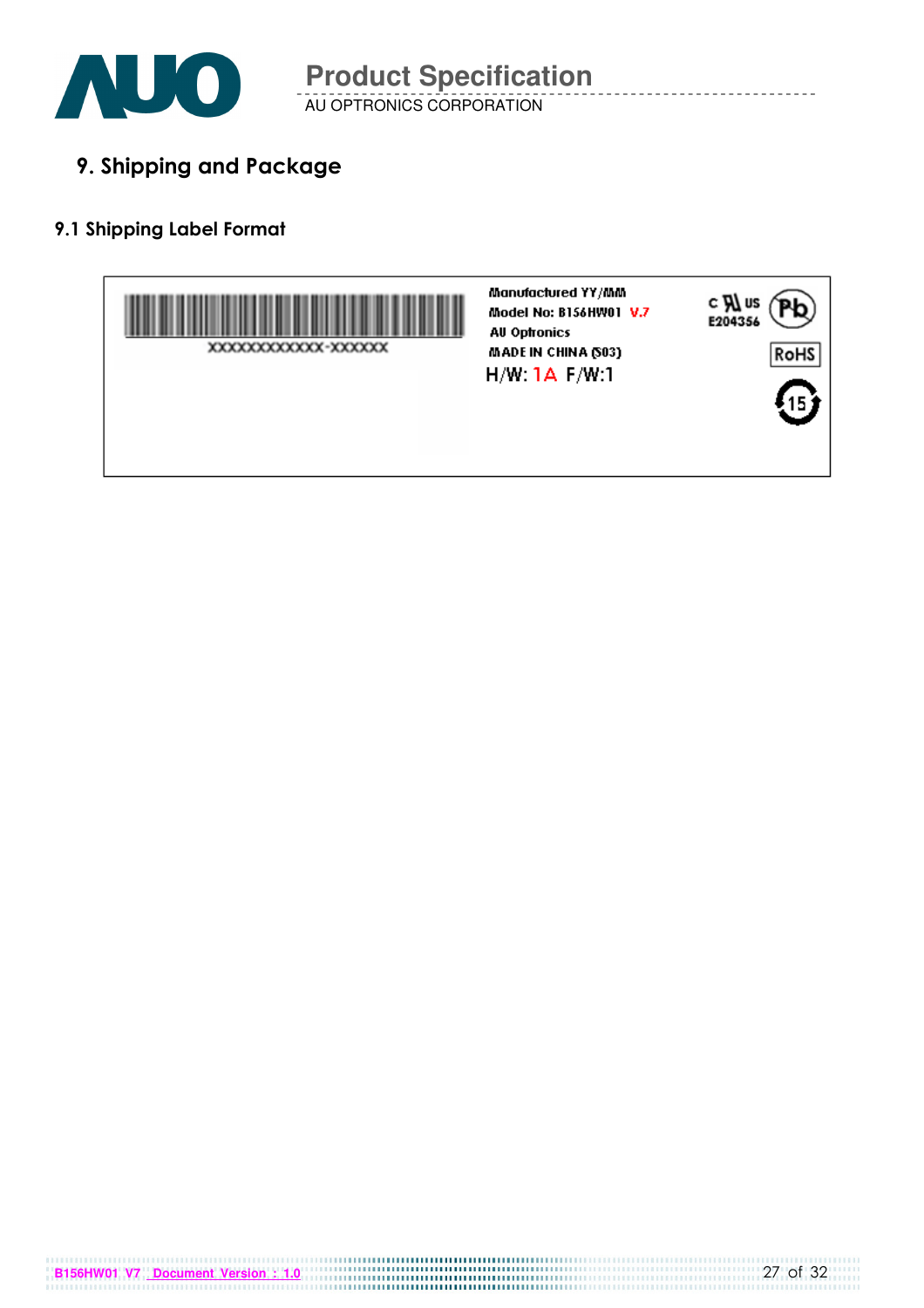## 9. Shipping and Package

### 9.1 Shipping Label Format

XXXXXXXXXXXX-XXXXXX

Manufactured YY/MM
Model No: B156HW01 V.7
AU Optronics
MADE IN CHINA (S03)
H/W: 1A F/W:1

c UL us
E204356

Pb

RoHS

15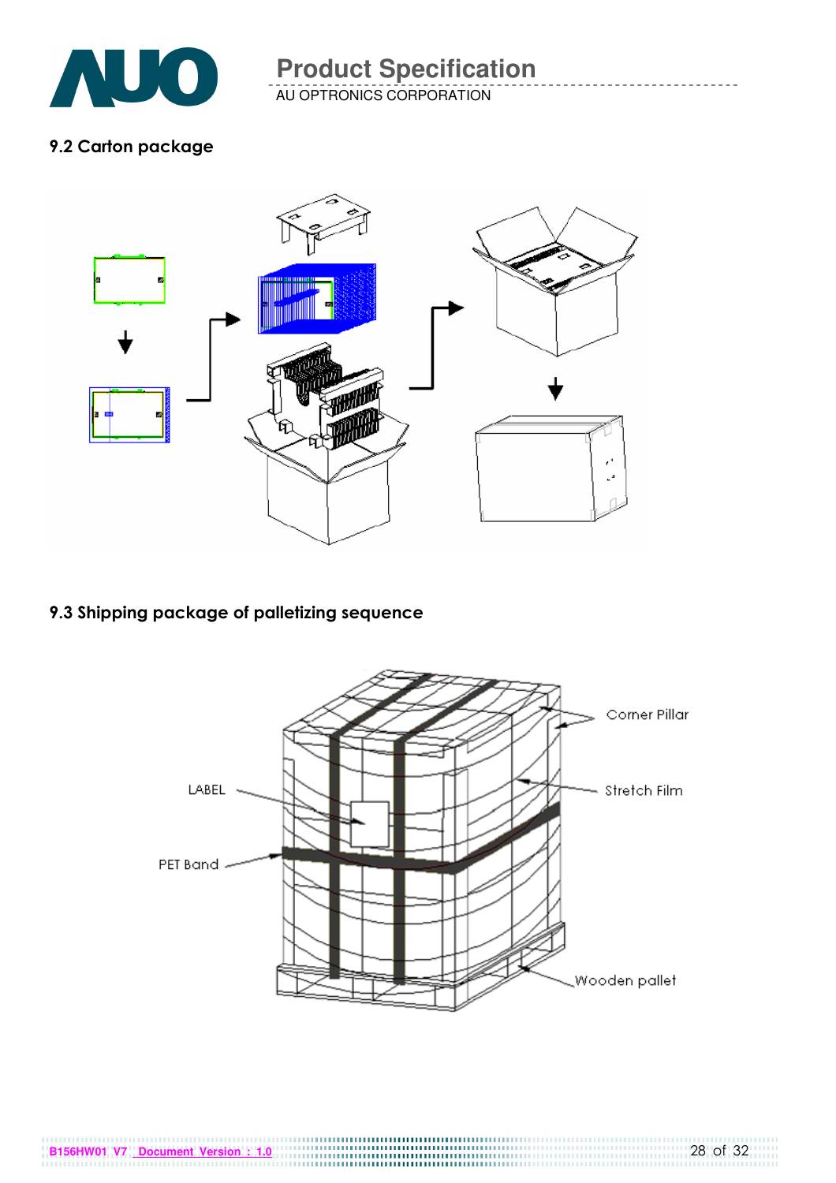## 9.2 Carton package

## 9.3 Shipping package of palletizing sequence

Corner Pillar

LABEL

Stretch Film

PET Band

Wooden pallet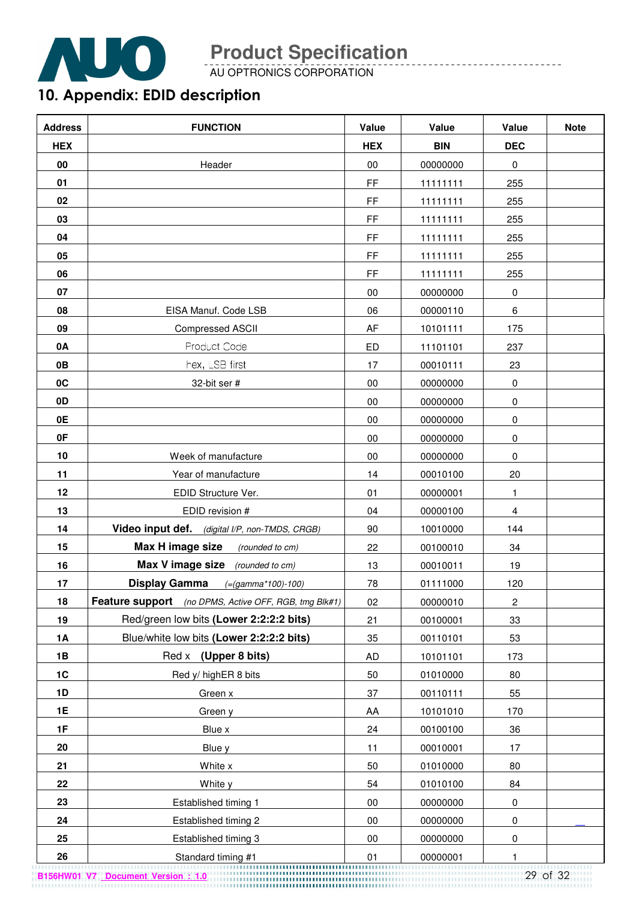## 10. Appendix: EDID description

| Address | FUNCTION | Value | Value | Value | Note |
|---|---|---|---|---|---|
| HEX | | HEX | BIN | DEC | |
| 00 | Header | 00 | 00000000 | 0 | |
| 01 | | FF | 11111111 | 255 | |
| 02 | | FF | 11111111 | 255 | |
| 03 | | FF | 11111111 | 255 | |
| 04 | | FF | 11111111 | 255 | |
| 05 | | FF | 11111111 | 255 | |
| 06 | | FF | 11111111 | 255 | |
| 07 | | 00 | 00000000 | 0 | |
| 08 | EISA Manuf. Code LSB | 06 | 00000110 | 6 | |
| 09 | Compressed ASCII | AF | 10101111 | 175 | |
| 0A | Product Code | ED | 11101101 | 237 | |
| 0B | hex, LSB first | 17 | 00010111 | 23 | |
| 0C | 32-bit ser # | 00 | 00000000 | 0 | |
| 0D | | 00 | 00000000 | 0 | |
| 0E | | 00 | 00000000 | 0 | |
| 0F | | 00 | 00000000 | 0 | |
| 10 | Week of manufacture | 00 | 00000000 | 0 | |
| 11 | Year of manufacture | 14 | 00010100 | 20 | |
| 12 | EDID Structure Ver. | 01 | 00000001 | 1 | |
| 13 | EDID revision # | 04 | 00000100 | 4 | |
| 14 | **Video input def.** *(digital I/P, non-TMDS, CRGB)* | 90 | 10010000 | 144 | |
| 15 | **Max H image size** *(rounded to cm)* | 22 | 00100010 | 34 | |
| 16 | **Max V image size** *(rounded to cm)* | 13 | 00010011 | 19 | |
| 17 | **Display Gamma** *(=(gamma*100)-100)* | 78 | 01111000 | 120 | |
| 18 | **Feature support** *(no DPMS, Active OFF, RGB, tmg Blk#1)* | 02 | 00000010 | 2 | |
| 19 | Red/green low bits **(Lower 2:2:2:2 bits)** | 21 | 00100001 | 33 | |
| 1A | Blue/white low bits **(Lower 2:2:2:2 bits)** | 35 | 00110101 | 53 | |
| 1B | Red x **(Upper 8 bits)** | AD | 10101101 | 173 | |
| 1C | Red y/ highER 8 bits | 50 | 01010000 | 80 | |
| 1D | Green x | 37 | 00110111 | 55 | |
| 1E | Green y | AA | 10101010 | 170 | |
| 1F | Blue x | 24 | 00100100 | 36 | |
| 20 | Blue y | 11 | 00010001 | 17 | |
| 21 | White x | 50 | 01010000 | 80 | |
| 22 | White y | 54 | 01010100 | 84 | |
| 23 | Established timing 1 | 00 | 00000000 | 0 | |
| 24 | Established timing 2 | 00 | 00000000 | 0 | |
| 25 | Established timing 3 | 00 | 00000000 | 0 | |
| 26 | Standard timing #1 | 01 | 00000001 | 1 | |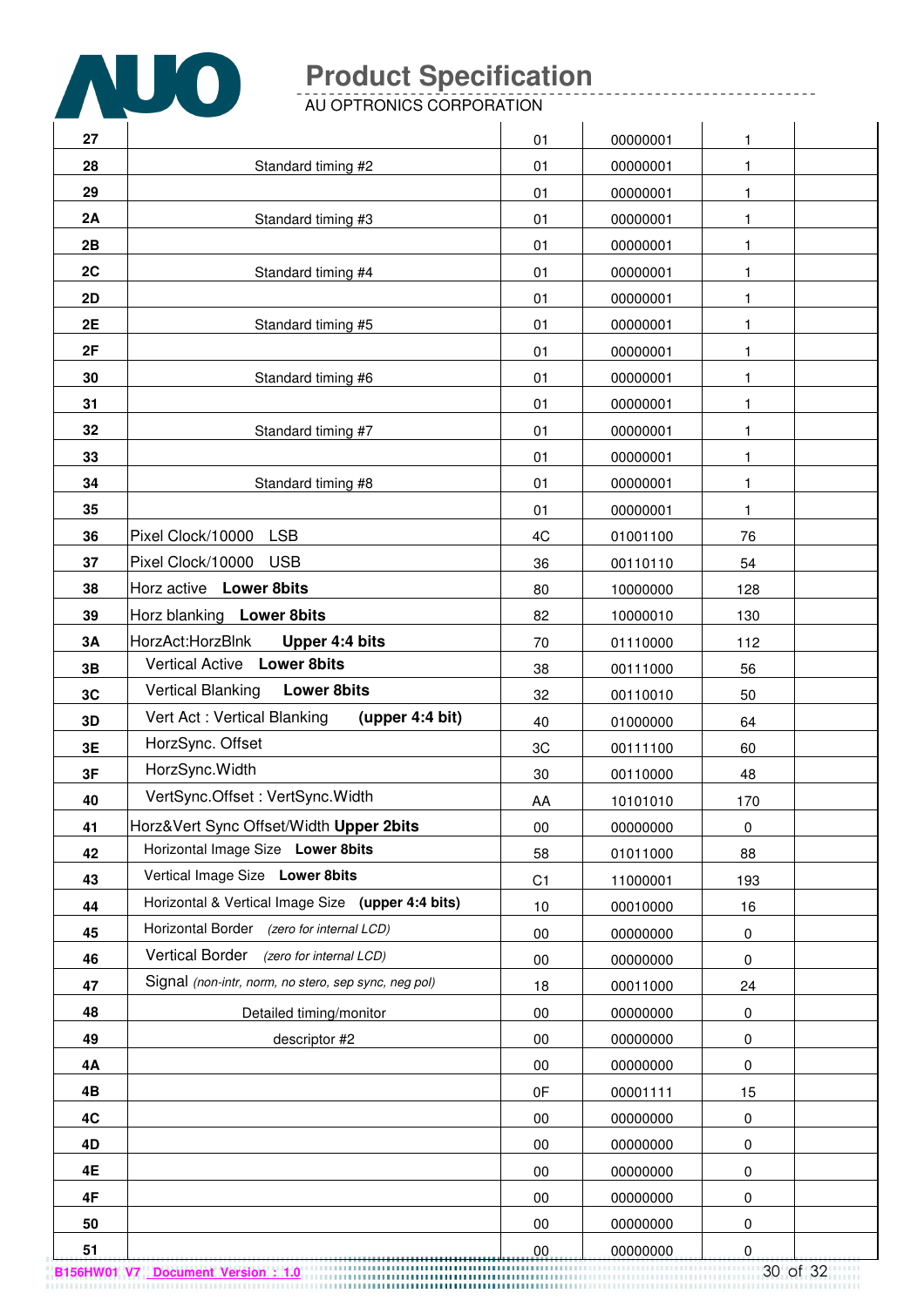| | | | | | |
|---|---|---|---|---|---|
| **27** | | 01 | 00000001 | 1 | |
| **28** | Standard timing #2 | 01 | 00000001 | 1 | |
| **29** | | 01 | 00000001 | 1 | |
| **2A** | Standard timing #3 | 01 | 00000001 | 1 | |
| **2B** | | 01 | 00000001 | 1 | |
| **2C** | Standard timing #4 | 01 | 00000001 | 1 | |
| **2D** | | 01 | 00000001 | 1 | |
| **2E** | Standard timing #5 | 01 | 00000001 | 1 | |
| **2F** | | 01 | 00000001 | 1 | |
| **30** | Standard timing #6 | 01 | 00000001 | 1 | |
| **31** | | 01 | 00000001 | 1 | |
| **32** | Standard timing #7 | 01 | 00000001 | 1 | |
| **33** | | 01 | 00000001 | 1 | |
| **34** | Standard timing #8 | 01 | 00000001 | 1 | |
| **35** | | 01 | 00000001 | 1 | |
| **36** | Pixel Clock/10000 LSB | 4C | 01001100 | 76 | |
| **37** | Pixel Clock/10000 USB | 36 | 00110110 | 54 | |
| **38** | Horz active **Lower 8bits** | 80 | 10000000 | 128 | |
| **39** | Horz blanking **Lower 8bits** | 82 | 10000010 | 130 | |
| **3A** | HorzAct:HorzBlnk **Upper 4:4 bits** | 70 | 01110000 | 112 | |
| **3B** | Vertical Active **Lower 8bits** | 38 | 00111000 | 56 | |
| **3C** | Vertical Blanking **Lower 8bits** | 32 | 00110010 | 50 | |
| **3D** | Vert Act : Vertical Blanking **(upper 4:4 bit)** | 40 | 01000000 | 64 | |
| **3E** | HorzSync. Offset | 3C | 00111100 | 60 | |
| **3F** | HorzSync.Width | 30 | 00110000 | 48 | |
| **40** | VertSync.Offset : VertSync.Width | AA | 10101010 | 170 | |
| **41** | Horz&Vert Sync Offset/Width **Upper 2bits** | 00 | 00000000 | 0 | |
| **42** | Horizontal Image Size **Lower 8bits** | 58 | 01011000 | 88 | |
| **43** | Vertical Image Size **Lower 8bits** | C1 | 11000001 | 193 | |
| **44** | Horizontal & Vertical Image Size **(upper 4:4 bits)** | 10 | 00010000 | 16 | |
| **45** | Horizontal Border *(zero for internal LCD)* | 00 | 00000000 | 0 | |
| **46** | Vertical Border *(zero for internal LCD)* | 00 | 00000000 | 0 | |
| **47** | Signal *(non-intr, norm, no stero, sep sync, neg pol)* | 18 | 00011000 | 24 | |
| **48** | Detailed timing/monitor | 00 | 00000000 | 0 | |
| **49** | descriptor #2 | 00 | 00000000 | 0 | |
| **4A** | | 00 | 00000000 | 0 | |
| **4B** | | 0F | 00001111 | 15 | |
| **4C** | | 00 | 00000000 | 0 | |
| **4D** | | 00 | 00000000 | 0 | |
| **4E** | | 00 | 00000000 | 0 | |
| **4F** | | 00 | 00000000 | 0 | |
| **50** | | 00 | 00000000 | 0 | |
| **51** | | 00 | 00000000 | 0 | |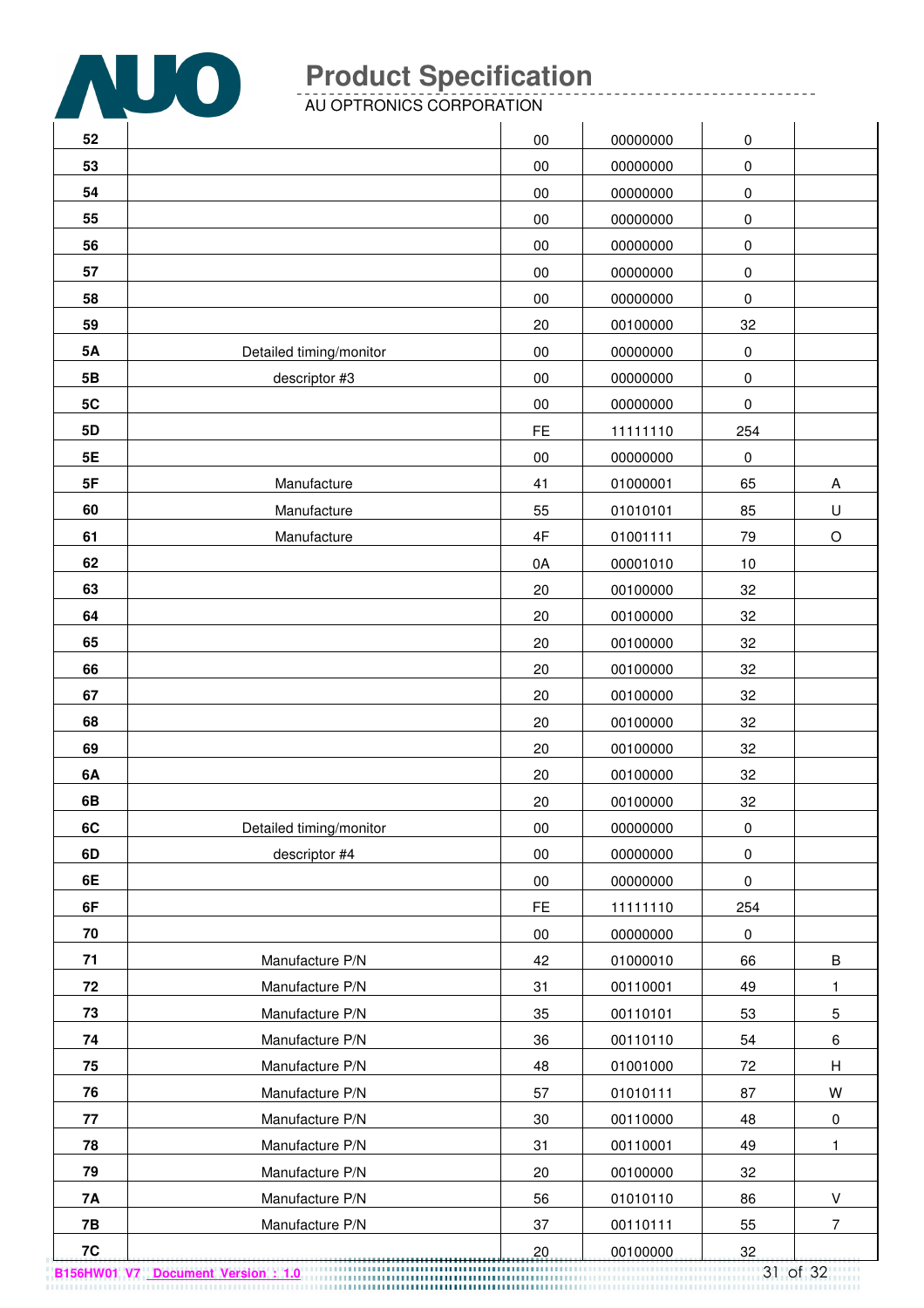| 52 | | 00 | 00000000 | 0 | |
|---|---|---|---|---|---|
| 53 | | 00 | 00000000 | 0 | |
| 54 | | 00 | 00000000 | 0 | |
| 55 | | 00 | 00000000 | 0 | |
| 56 | | 00 | 00000000 | 0 | |
| 57 | | 00 | 00000000 | 0 | |
| 58 | | 00 | 00000000 | 0 | |
| 59 | | 20 | 00100000 | 32 | |
| 5A | Detailed timing/monitor | 00 | 00000000 | 0 | |
| 5B | descriptor #3 | 00 | 00000000 | 0 | |
| 5C | | 00 | 00000000 | 0 | |
| 5D | | FE | 11111110 | 254 | |
| 5E | | 00 | 00000000 | 0 | |
| 5F | Manufacture | 41 | 01000001 | 65 | A |
| 60 | Manufacture | 55 | 01010101 | 85 | U |
| 61 | Manufacture | 4F | 01001111 | 79 | O |
| 62 | | 0A | 00001010 | 10 | |
| 63 | | 20 | 00100000 | 32 | |
| 64 | | 20 | 00100000 | 32 | |
| 65 | | 20 | 00100000 | 32 | |
| 66 | | 20 | 00100000 | 32 | |
| 67 | | 20 | 00100000 | 32 | |
| 68 | | 20 | 00100000 | 32 | |
| 69 | | 20 | 00100000 | 32 | |
| 6A | | 20 | 00100000 | 32 | |
| 6B | | 20 | 00100000 | 32 | |
| 6C | Detailed timing/monitor | 00 | 00000000 | 0 | |
| 6D | descriptor #4 | 00 | 00000000 | 0 | |
| 6E | | 00 | 00000000 | 0 | |
| 6F | | FE | 11111110 | 254 | |
| 70 | | 00 | 00000000 | 0 | |
| 71 | Manufacture P/N | 42 | 01000010 | 66 | B |
| 72 | Manufacture P/N | 31 | 00110001 | 49 | 1 |
| 73 | Manufacture P/N | 35 | 00110101 | 53 | 5 |
| 74 | Manufacture P/N | 36 | 00110110 | 54 | 6 |
| 75 | Manufacture P/N | 48 | 01001000 | 72 | H |
| 76 | Manufacture P/N | 57 | 01010111 | 87 | W |
| 77 | Manufacture P/N | 30 | 00110000 | 48 | 0 |
| 78 | Manufacture P/N | 31 | 00110001 | 49 | 1 |
| 79 | Manufacture P/N | 20 | 00100000 | 32 | |
| 7A | Manufacture P/N | 56 | 01010110 | 86 | V |
| 7B | Manufacture P/N | 37 | 00110111 | 55 | 7 |
| 7C | | 20 | 00100000 | 32 | |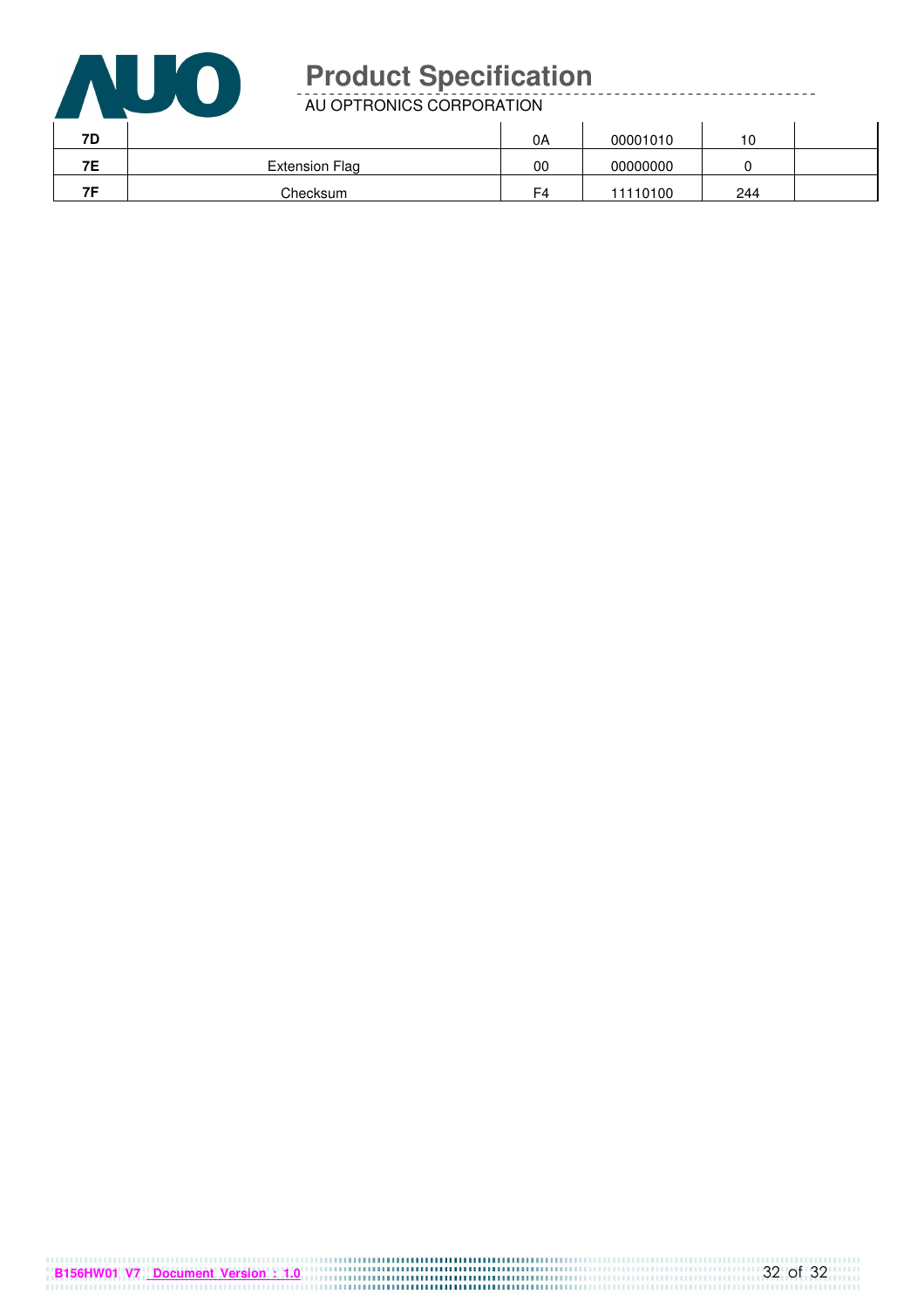| | | | | | |
|---|---|---|---|---|---|
| **7D** | | 0A | 00001010 | 10 | |
| **7E** | Extension Flag | 00 | 00000000 | 0 | |
| **7F** | Checksum | F4 | 11110100 | 244 | |